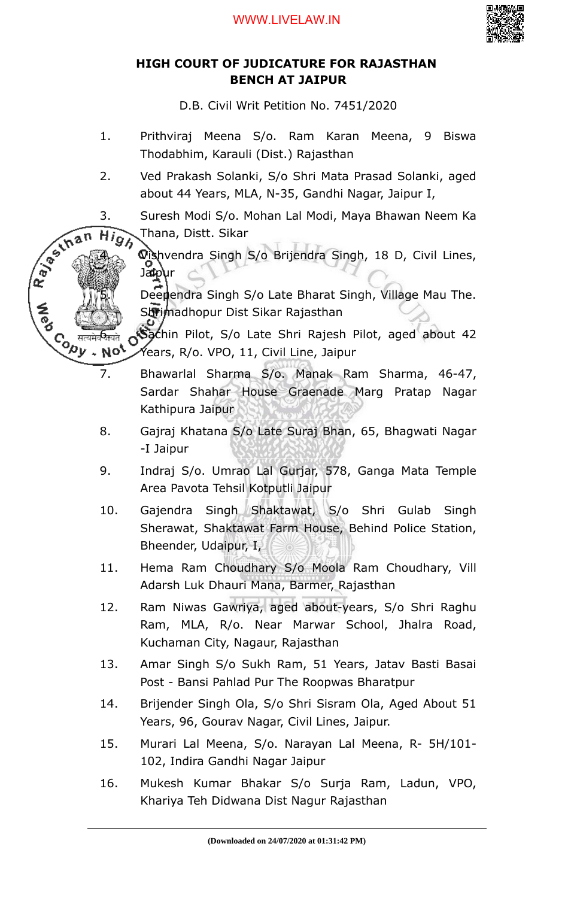# HIGH COURT OF JUDICATURE FOR RAJASTHAN
## BENCH AT JAIPUR

D.B. Civil Writ Petition No. 7451/2020

1. Prithviraj Meena S/o. Ram Karan Meena, 9 Biswa Thodabhim, Karauli (Dist.) Rajasthan
2. Ved Prakash Solanki, S/o Shri Mata Prasad Solanki, aged about 44 Years, MLA, N-35, Gandhi Nagar, Jaipur I,
3. Suresh Modi S/o. Mohan Lal Modi, Maya Bhawan Neem Ka Thana, Distt. Sikar
4. Vishvendra Singh S/o Brijendra Singh, 18 D, Civil Lines, Jaipur
5. Deependra Singh S/o Late Bharat Singh, Village Mau The. Shrimadhopur Dist Sikar Rajasthan
6. Sachin Pilot, S/o Late Shri Rajesh Pilot, aged about 42 Years, R/o. VPO, 11, Civil Line, Jaipur
7. Bhawarlal Sharma S/o. Manak Ram Sharma, 46-47, Sardar Shahar House Graenade Marg Pratap Nagar Kathipura Jaipur
8. Gajraj Khatana S/o Late Suraj Bhan, 65, Bhagwati Nagar -I Jaipur
9. Indraj S/o. Umrao Lal Gurjar, 578, Ganga Mata Temple Area Pavota Tehsil Kotputli Jaipur
10. Gajendra Singh Shaktawat, S/o Shri Gulab Singh Sherawat, Shaktawat Farm House, Behind Police Station, Bheender, Udaipur, I,
11. Hema Ram Choudhary S/o Moola Ram Choudhary, Vill Adarsh Luk Dhauri Mana, Barmer, Rajasthan
12. Ram Niwas Gawriya, aged about-years, S/o Shri Raghu Ram, MLA, R/o. Near Marwar School, Jhalra Road, Kuchaman City, Nagaur, Rajasthan
13. Amar Singh S/o Sukh Ram, 51 Years, Jatav Basti Basai Post - Bansi Pahlad Pur The Roopwas Bharatpur
14. Brijender Singh Ola, S/o Shri Sisram Ola, Aged About 51 Years, 96, Gourav Nagar, Civil Lines, Jaipur.
15. Murari Lal Meena, S/o. Narayan Lal Meena, R- 5H/101-102, Indira Gandhi Nagar Jaipur
16. Mukesh Kumar Bhakar S/o Surja Ram, Ladun, VPO, Khariya Teh Didwana Dist Nagur Rajasthan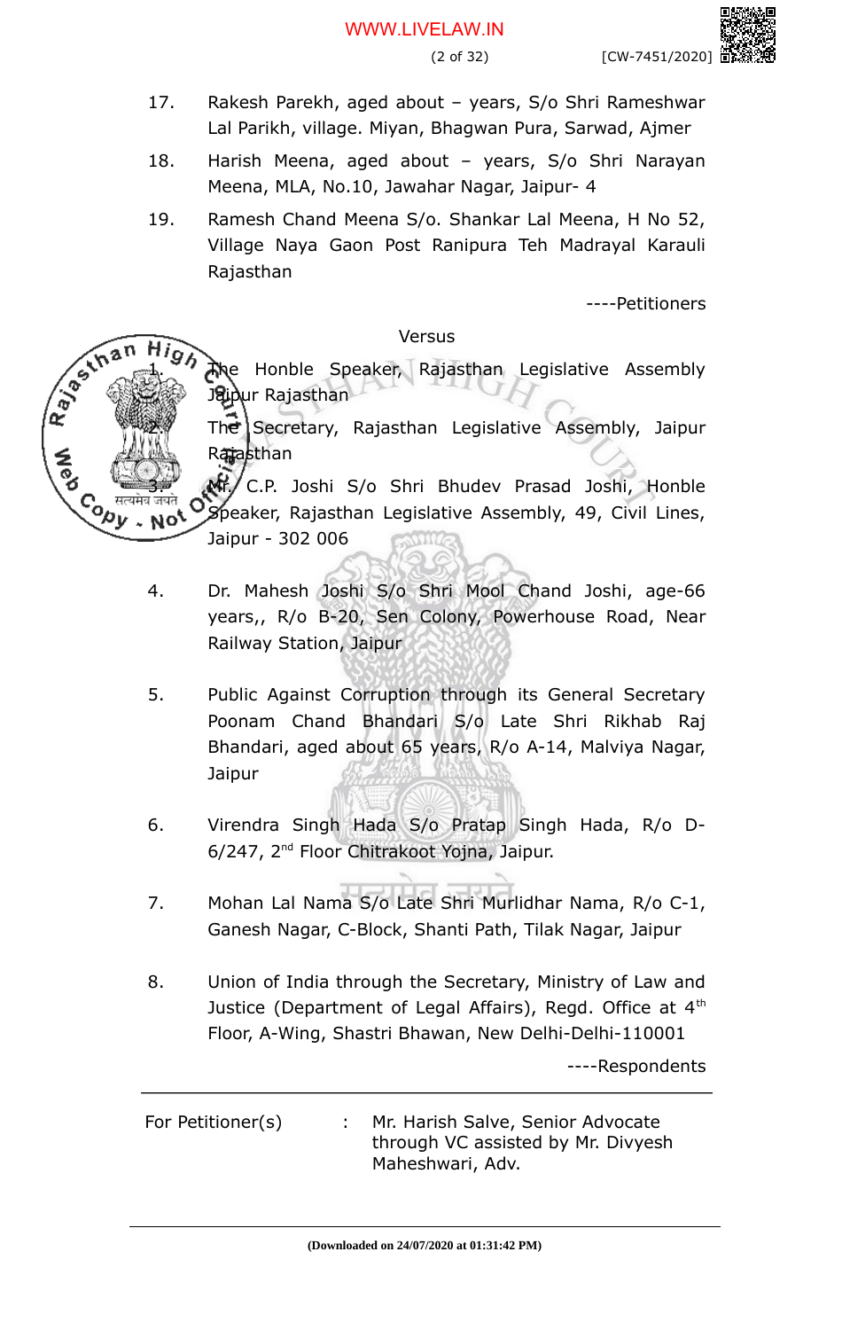17. Rakesh Parekh, aged about – years, S/o Shri Rameshwar Lal Parikh, village. Miyan, Bhagwan Pura, Sarwad, Ajmer

18. Harish Meena, aged about – years, S/o Shri Narayan Meena, MLA, No.10, Jawahar Nagar, Jaipur- 4

19. Ramesh Chand Meena S/o. Shankar Lal Meena, H No 52, Village Naya Gaon Post Ranipura Teh Madrayal Karauli Rajasthan

----Petitioners

Versus

1. The Honble Speaker, Rajasthan Legislative Assembly Jaipur Rajasthan

2. The Secretary, Rajasthan Legislative Assembly, Jaipur Rajasthan

3. Mr. C.P. Joshi S/o Shri Bhudev Prasad Joshi, Honble Speaker, Rajasthan Legislative Assembly, 49, Civil Lines, Jaipur - 302 006

4. Dr. Mahesh Joshi S/o Shri Mool Chand Joshi, age-66 years,, R/o B-20, Sen Colony, Powerhouse Road, Near Railway Station, Jaipur

5. Public Against Corruption through its General Secretary Poonam Chand Bhandari S/o Late Shri Rikhab Raj Bhandari, aged about 65 years, R/o A-14, Malviya Nagar, Jaipur

6. Virendra Singh Hada S/o Pratap Singh Hada, R/o D-6/247, 2nd Floor Chitrakoot Yojna, Jaipur.

7. Mohan Lal Nama S/o Late Shri Murlidhar Nama, R/o C-1, Ganesh Nagar, C-Block, Shanti Path, Tilak Nagar, Jaipur

8. Union of India through the Secretary, Ministry of Law and Justice (Department of Legal Affairs), Regd. Office at 4th Floor, A-Wing, Shastri Bhawan, New Delhi-Delhi-110001

----Respondents

---

For Petitioner(s) : Mr. Harish Salve, Senior Advocate through VC assisted by Mr. Divyesh Maheshwari, Adv.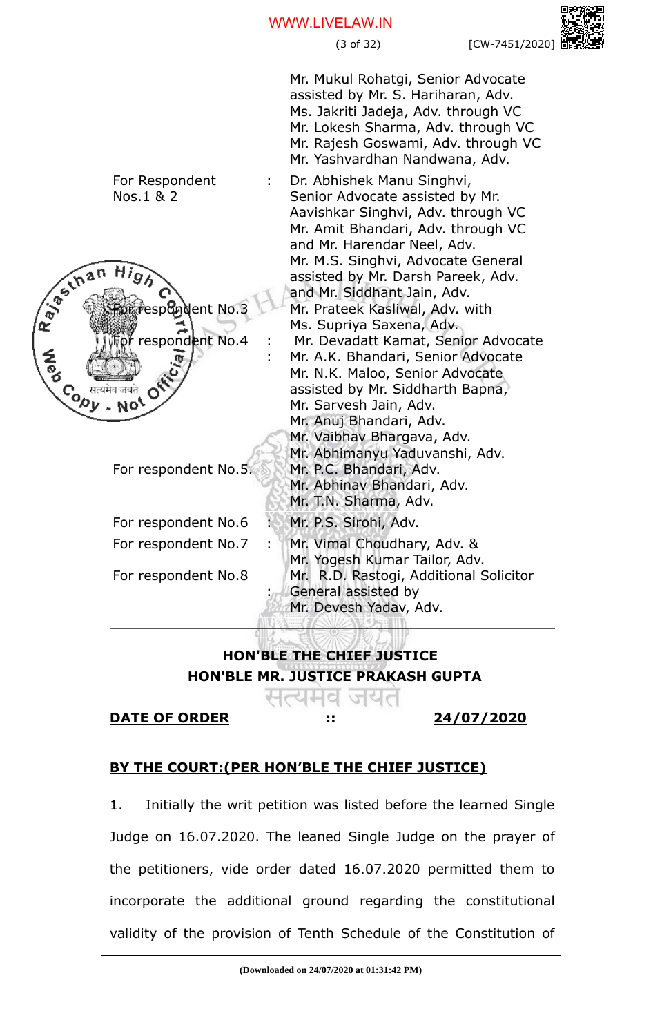Mr. Mukul Rohatgi, Senior Advocate assisted by Mr. S. Hariharan, Adv.
Ms. Jakriti Jadeja, Adv. through VC
Mr. Lokesh Sharma, Adv. through VC
Mr. Rajesh Goswami, Adv. through VC
Mr. Yashvardhan Nandwana, Adv.

| | | |
|---|---|---|
| For Respondent Nos.1 & 2 | : | Dr. Abhishek Manu Singhvi, Senior Advocate assisted by Mr. Aavishkar Singhvi, Adv. through VC Mr. Amit Bhandari, Adv. through VC and Mr. Harendar Neel, Adv. Mr. M.S. Singhvi, Advocate General assisted by Mr. Darsh Pareek, Adv. and Mr. Siddhant Jain, Adv. |
| For respondent No.3 | | Mr. Prateek Kasliwal, Adv. with Ms. Supriya Saxena, Adv. |
| For respondent No.4 | : | Mr. Devadatt Kamat, Senior Advocate |
| For respondent No.5 | : | Mr. A.K. Bhandari, Senior Advocate Mr. N.K. Maloo, Senior Advocate assisted by Mr. Siddharth Bapna, Mr. Sarvesh Jain, Adv. Mr. Anuj Bhandari, Adv. Mr. Vaibhav Bhargava, Adv. Mr. Abhimanyu Yaduvanshi, Adv. Mr. P.C. Bhandari, Adv. Mr. Abhinav Bhandari, Adv. Mr. T.N. Sharma, Adv. |
| For respondent No.6 | : | Mr. P.S. Sirohi, Adv. |
| For respondent No.7 | : | Mr. Vimal Choudhary, Adv. & Mr. Yogesh Kumar Tailor, Adv. |
| For respondent No.8 | : | Mr. R.D. Rastogi, Additional Solicitor General assisted by Mr. Devesh Yadav, Adv. |

---

**HON'BLE THE CHIEF JUSTICE**

**HON'BLE MR. JUSTICE PRAKASH GUPTA**

**DATE OF ORDER** :: **24/07/2020**

**BY THE COURT:(PER HON'BLE THE CHIEF JUSTICE)**

1. Initially the writ petition was listed before the learned Single Judge on 16.07.2020. The leaned Single Judge on the prayer of the petitioners, vide order dated 16.07.2020 permitted them to incorporate the additional ground regarding the constitutional validity of the provision of Tenth Schedule of the Constitution of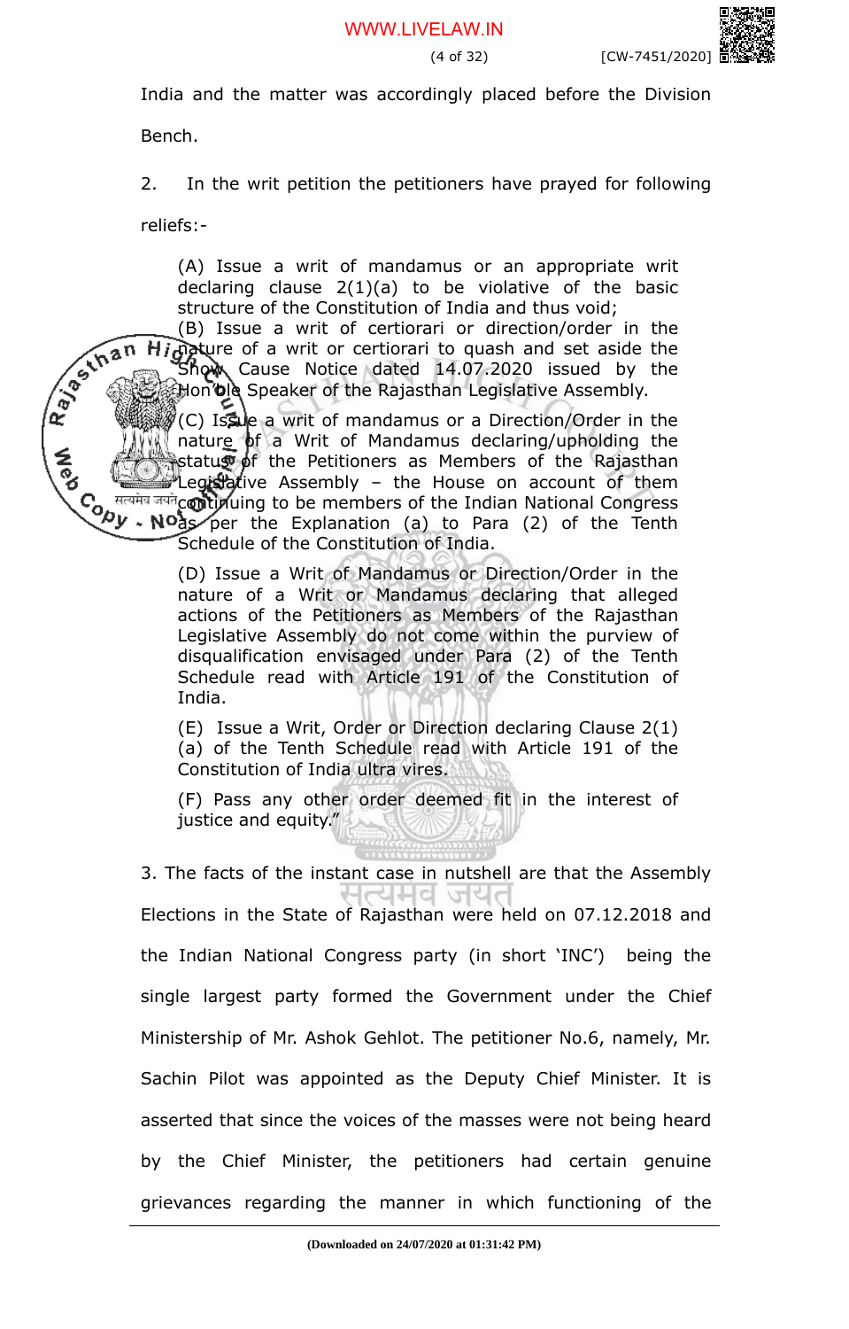India and the matter was accordingly placed before the Division Bench.

2. In the writ petition the petitioners have prayed for following reliefs:-

> (A) Issue a writ of mandamus or an appropriate writ declaring clause 2(1)(a) to be violative of the basic structure of the Constitution of India and thus void;
>
> (B) Issue a writ of certiorari or direction/order in the nature of a writ or certiorari to quash and set aside the Show Cause Notice dated 14.07.2020 issued by the Hon'ble Speaker of the Rajasthan Legislative Assembly.
>
> (C) Issue a writ of mandamus or a Direction/Order in the nature of a Writ of Mandamus declaring/upholding the status of the Petitioners as Members of the Rajasthan Legislative Assembly – the House on account of them continuing to be members of the Indian National Congress as per the Explanation (a) to Para (2) of the Tenth Schedule of the Constitution of India.
>
> (D) Issue a Writ of Mandamus or Direction/Order in the nature of a Writ or Mandamus declaring that alleged actions of the Petitioners as Members of the Rajasthan Legislative Assembly do not come within the purview of disqualification envisaged under Para (2) of the Tenth Schedule read with Article 191 of the Constitution of India.
>
> (E) Issue a Writ, Order or Direction declaring Clause 2(1) (a) of the Tenth Schedule read with Article 191 of the Constitution of India ultra vires.
>
> (F) Pass any other order deemed fit in the interest of justice and equity."

3. The facts of the instant case in nutshell are that the Assembly Elections in the State of Rajasthan were held on 07.12.2018 and the Indian National Congress party (in short 'INC') being the single largest party formed the Government under the Chief Ministership of Mr. Ashok Gehlot. The petitioner No.6, namely, Mr. Sachin Pilot was appointed as the Deputy Chief Minister. It is asserted that since the voices of the masses were not being heard by the Chief Minister, the petitioners had certain genuine grievances regarding the manner in which functioning of the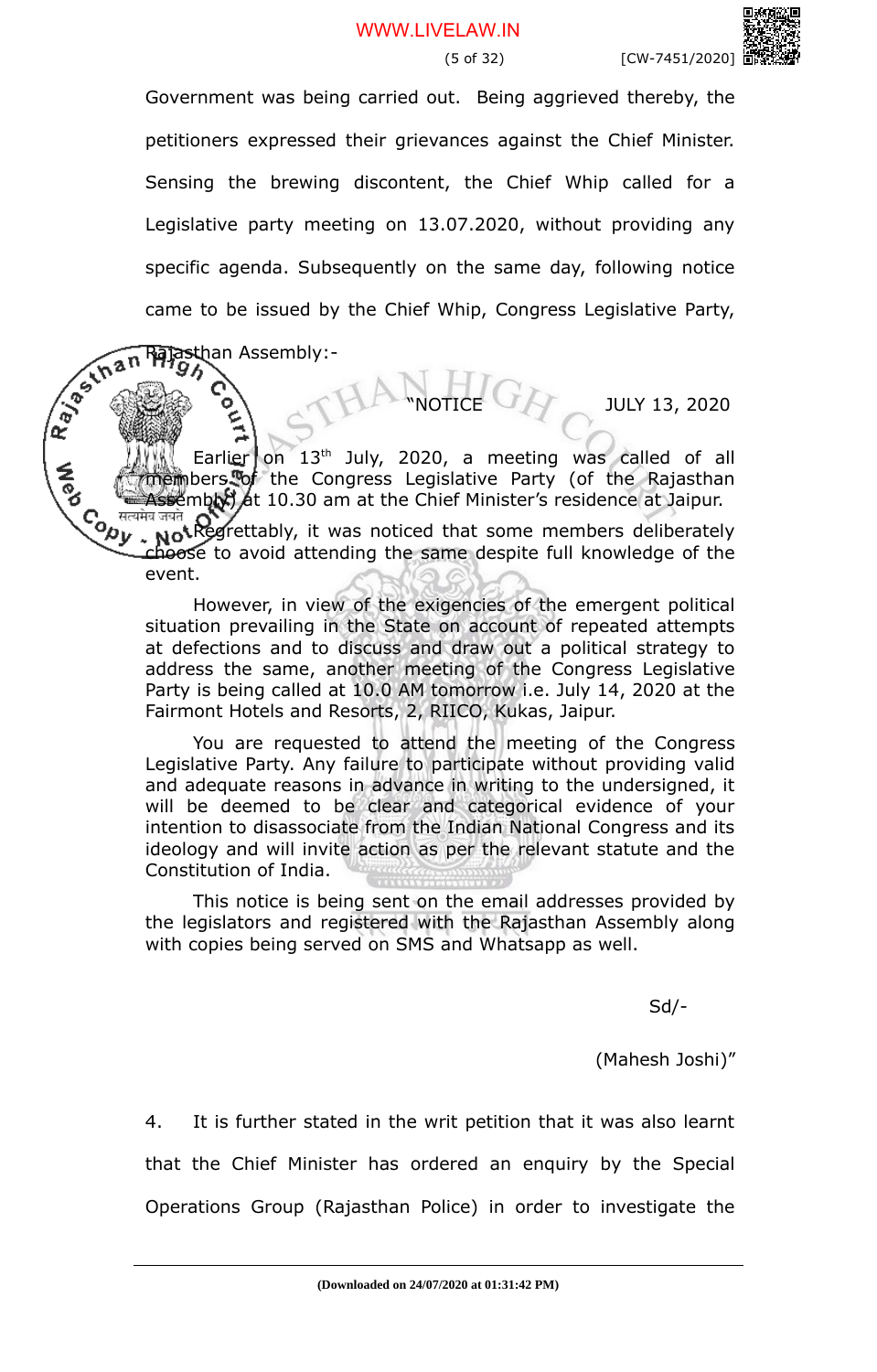Government was being carried out. Being aggrieved thereby, the petitioners expressed their grievances against the Chief Minister. Sensing the brewing discontent, the Chief Whip called for a Legislative party meeting on 13.07.2020, without providing any specific agenda. Subsequently on the same day, following notice came to be issued by the Chief Whip, Congress Legislative Party, Rajasthan Assembly:-

> "NOTICE JULY 13, 2020
>
> Earlier on 13th July, 2020, a meeting was called of all members of the Congress Legislative Party (of the Rajasthan Assembly) at 10.30 am at the Chief Minister's residence at Jaipur. Regrettably, it was noticed that some members deliberately choose to avoid attending the same despite full knowledge of the event.
>
> However, in view of the exigencies of the emergent political situation prevailing in the State on account of repeated attempts at defections and to discuss and draw out a political strategy to address the same, another meeting of the Congress Legislative Party is being called at 10.0 AM tomorrow i.e. July 14, 2020 at the Fairmont Hotels and Resorts, 2, RIICO, Kukas, Jaipur.
>
> You are requested to attend the meeting of the Congress Legislative Party. Any failure to participate without providing valid and adequate reasons in advance in writing to the undersigned, it will be deemed to be clear and categorical evidence of your intention to disassociate from the Indian National Congress and its ideology and will invite action as per the relevant statute and the Constitution of India.
>
> This notice is being sent on the email addresses provided by the legislators and registered with the Rajasthan Assembly along with copies being served on SMS and Whatsapp as well.
>
> Sd/-
>
> (Mahesh Joshi)"

4. It is further stated in the writ petition that it was also learnt that the Chief Minister has ordered an enquiry by the Special Operations Group (Rajasthan Police) in order to investigate the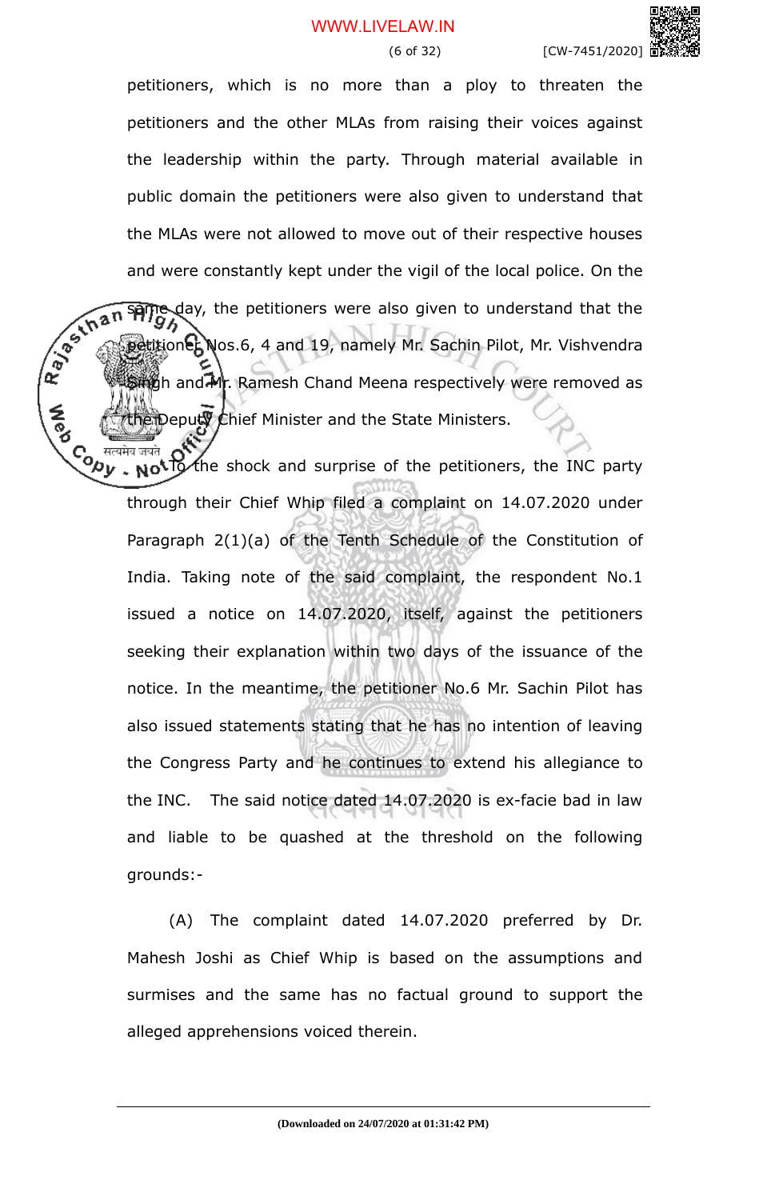petitioners, which is no more than a ploy to threaten the petitioners and the other MLAs from raising their voices against the leadership within the party. Through material available in public domain the petitioners were also given to understand that the MLAs were not allowed to move out of their respective houses and were constantly kept under the vigil of the local police. On the same day, the petitioners were also given to understand that the petitioner Nos.6, 4 and 19, namely Mr. Sachin Pilot, Mr. Vishvendra Singh and Mr. Ramesh Chand Meena respectively were removed as the Deputy Chief Minister and the State Ministers.

To the shock and surprise of the petitioners, the INC party through their Chief Whip filed a complaint on 14.07.2020 under Paragraph 2(1)(a) of the Tenth Schedule of the Constitution of India. Taking note of the said complaint, the respondent No.1 issued a notice on 14.07.2020, itself, against the petitioners seeking their explanation within two days of the issuance of the notice. In the meantime, the petitioner No.6 Mr. Sachin Pilot has also issued statements stating that he has no intention of leaving the Congress Party and he continues to extend his allegiance to the INC. The said notice dated 14.07.2020 is ex-facie bad in law and liable to be quashed at the threshold on the following grounds:-

(A) The complaint dated 14.07.2020 preferred by Dr. Mahesh Joshi as Chief Whip is based on the assumptions and surmises and the same has no factual ground to support the alleged apprehensions voiced therein.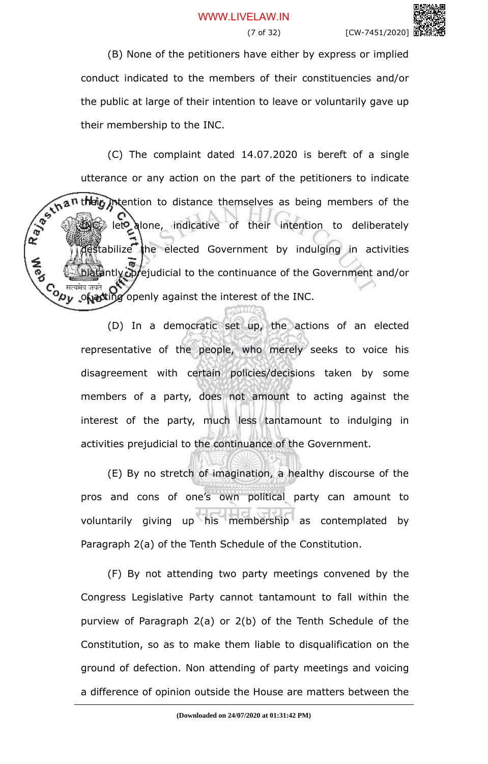(B) None of the petitioners have either by express or implied conduct indicated to the members of their constituencies and/or the public at large of their intention to leave or voluntarily gave up their membership to the INC.

(C) The complaint dated 14.07.2020 is bereft of a single utterance or any action on the part of the petitioners to indicate their intention to distance themselves as being members of the INC, leto alone, indicative of their intention to deliberately destabilize the elected Government by indulging in activities blatantly prejudicial to the continuance of the Government and/or of acting openly against the interest of the INC.

(D) In a democratic set up, the actions of an elected representative of the people, who merely seeks to voice his disagreement with certain policies/decisions taken by some members of a party, does not amount to acting against the interest of the party, much less tantamount to indulging in activities prejudicial to the continuance of the Government.

(E) By no stretch of imagination, a healthy discourse of the pros and cons of one's own political party can amount to voluntarily giving up his membership as contemplated by Paragraph 2(a) of the Tenth Schedule of the Constitution.

(F) By not attending two party meetings convened by the Congress Legislative Party cannot tantamount to fall within the purview of Paragraph 2(a) or 2(b) of the Tenth Schedule of the Constitution, so as to make them liable to disqualification on the ground of defection. Non attending of party meetings and voicing a difference of opinion outside the House are matters between the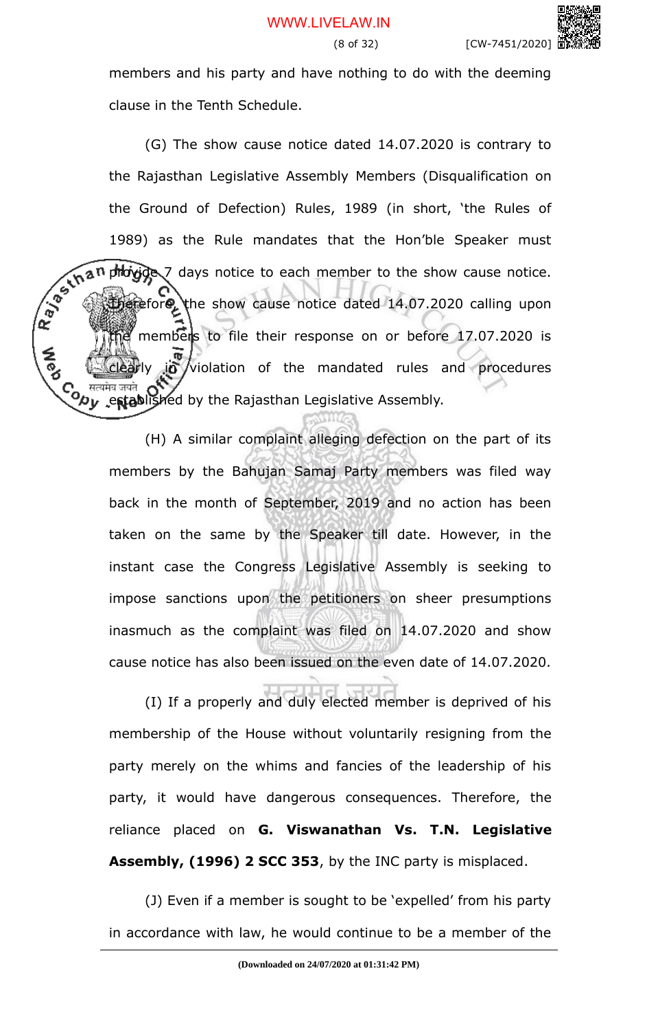members and his party and have nothing to do with the deeming clause in the Tenth Schedule.

(G) The show cause notice dated 14.07.2020 is contrary to the Rajasthan Legislative Assembly Members (Disqualification on the Ground of Defection) Rules, 1989 (in short, 'the Rules of 1989) as the Rule mandates that the Hon'ble Speaker must provide 7 days notice to each member to the show cause notice. Therefore, the show cause notice dated 14.07.2020 calling upon the members to file their response on or before 17.07.2020 is clearly in violation of the mandated rules and procedures established by the Rajasthan Legislative Assembly.

(H) A similar complaint alleging defection on the part of its members by the Bahujan Samaj Party members was filed way back in the month of September, 2019 and no action has been taken on the same by the Speaker till date. However, in the instant case the Congress Legislative Assembly is seeking to impose sanctions upon the petitioners on sheer presumptions inasmuch as the complaint was filed on 14.07.2020 and show cause notice has also been issued on the even date of 14.07.2020.

(I) If a properly and duly elected member is deprived of his membership of the House without voluntarily resigning from the party merely on the whims and fancies of the leadership of his party, it would have dangerous consequences. Therefore, the reliance placed on **G. Viswanathan Vs. T.N. Legislative Assembly, (1996) 2 SCC 353**, by the INC party is misplaced.

(J) Even if a member is sought to be 'expelled' from his party in accordance with law, he would continue to be a member of the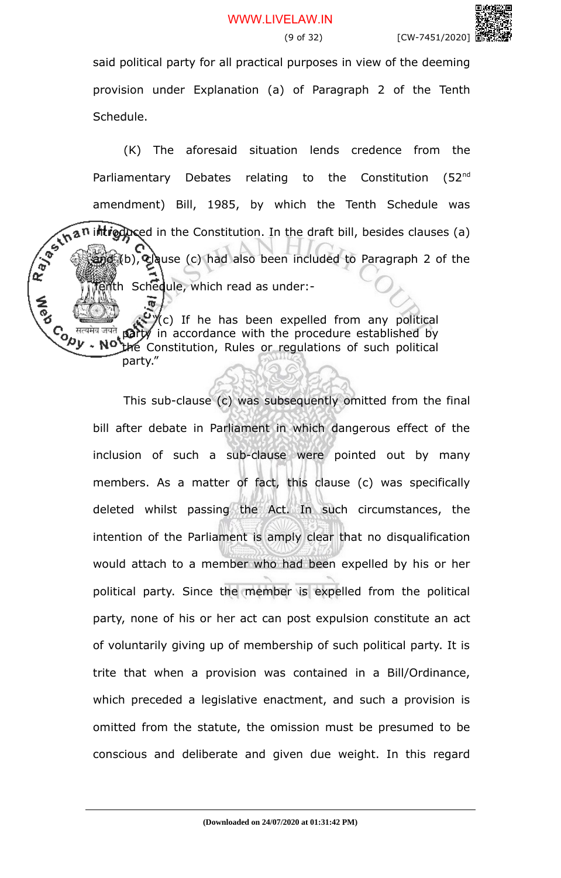said political party for all practical purposes in view of the deeming provision under Explanation (a) of Paragraph 2 of the Tenth Schedule.

(K) The aforesaid situation lends credence from the Parliamentary Debates relating to the Constitution (52[nd] amendment) Bill, 1985, by which the Tenth Schedule was introduced in the Constitution. In the draft bill, besides clauses (a) and (b), clause (c) had also been included to Paragraph 2 of the Tenth Schedule, which read as under:-

> "(c) If he has been expelled from any political party in accordance with the procedure established by the Constitution, Rules or regulations of such political party."

This sub-clause (c) was subsequently omitted from the final bill after debate in Parliament in which dangerous effect of the inclusion of such a sub-clause were pointed out by many members. As a matter of fact, this clause (c) was specifically deleted whilst passing the Act. In such circumstances, the intention of the Parliament is amply clear that no disqualification would attach to a member who had been expelled by his or her political party. Since the member is expelled from the political party, none of his or her act can post expulsion constitute an act of voluntarily giving up of membership of such political party. It is trite that when a provision was contained in a Bill/Ordinance, which preceded a legislative enactment, and such a provision is omitted from the statute, the omission must be presumed to be conscious and deliberate and given due weight. In this regard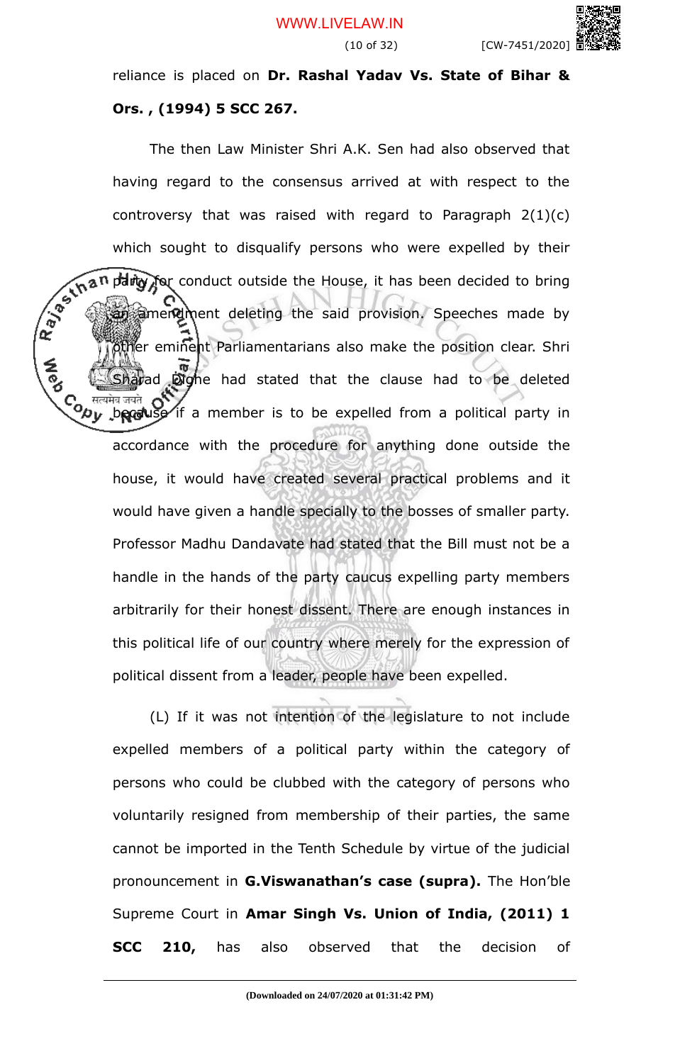reliance is placed on **Dr. Rashal Yadav Vs. State of Bihar & Ors. , (1994) 5 SCC 267.**

The then Law Minister Shri A.K. Sen had also observed that having regard to the consensus arrived at with respect to the controversy that was raised with regard to Paragraph 2(1)(c) which sought to disqualify persons who were expelled by their party for conduct outside the House, it has been decided to bring an amendment deleting the said provision. Speeches made by other eminent Parliamentarians also make the position clear. Shri Sharad Dighe had stated that the clause had to be deleted because if a member is to be expelled from a political party in accordance with the procedure for anything done outside the house, it would have created several practical problems and it would have given a handle specially to the bosses of smaller party. Professor Madhu Dandavate had stated that the Bill must not be a handle in the hands of the party caucus expelling party members arbitrarily for their honest dissent. There are enough instances in this political life of our country where merely for the expression of political dissent from a leader, people have been expelled.

(L) If it was not intention of the legislature to not include expelled members of a political party within the category of persons who could be clubbed with the category of persons who voluntarily resigned from membership of their parties, the same cannot be imported in the Tenth Schedule by virtue of the judicial pronouncement in **G.Viswanathan's case (supra).** The Hon'ble Supreme Court in **Amar Singh Vs. Union of India, (2011) 1 SCC 210,** has also observed that the decision of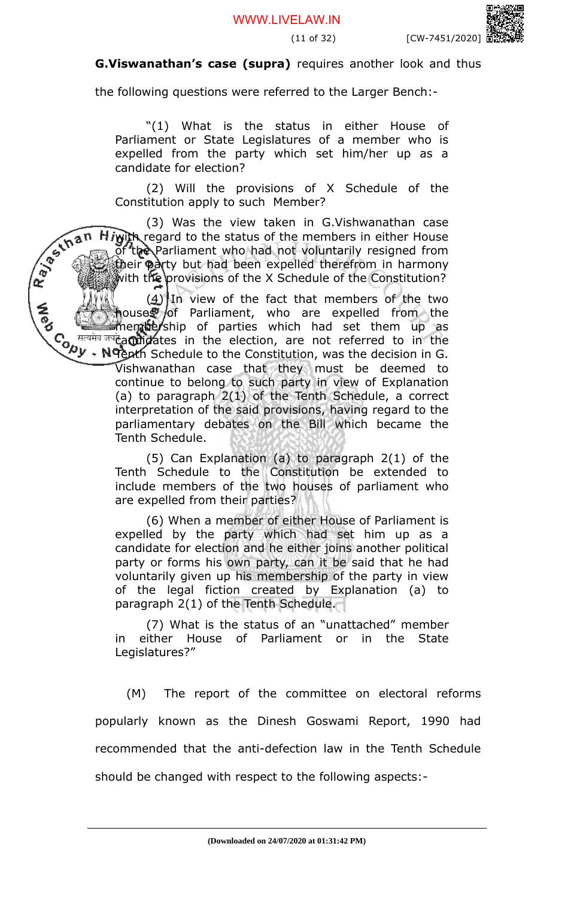**G.Viswanathan's case (supra)** requires another look and thus the following questions were referred to the Larger Bench:-

> "(1) What is the status in either House of Parliament or State Legislatures of a member who is expelled from the party which set him/her up as a candidate for election?
>
> (2) Will the provisions of X Schedule of the Constitution apply to such Member?
>
> (3) Was the view taken in G.Vishwanathan case with regard to the status of the members in either House of the Parliament who had not voluntarily resigned from their party but had been expelled therefrom in harmony with the provisions of the X Schedule of the Constitution?
>
> (4) In view of the fact that members of the two houses of Parliament, who are expelled from the membership of parties which had set them up as candidates in the election, are not referred to in the Tenth Schedule to the Constitution, was the decision in G. Vishwanathan case that they must be deemed to continue to belong to such party in view of Explanation (a) to paragraph 2(1) of the Tenth Schedule, a correct interpretation of the said provisions, having regard to the parliamentary debates on the Bill which became the Tenth Schedule.
>
> (5) Can Explanation (a) to paragraph 2(1) of the Tenth Schedule to the Constitution be extended to include members of the two houses of parliament who are expelled from their parties?
>
> (6) When a member of either House of Parliament is expelled by the party which had set him up as a candidate for election and he either joins another political party or forms his own party, can it be said that he had voluntarily given up his membership of the party in view of the legal fiction created by Explanation (a) to paragraph 2(1) of the Tenth Schedule.
>
> (7) What is the status of an "unattached" member in either House of Parliament or in the State Legislatures?"

(M) The report of the committee on electoral reforms popularly known as the Dinesh Goswami Report, 1990 had recommended that the anti-defection law in the Tenth Schedule should be changed with respect to the following aspects:-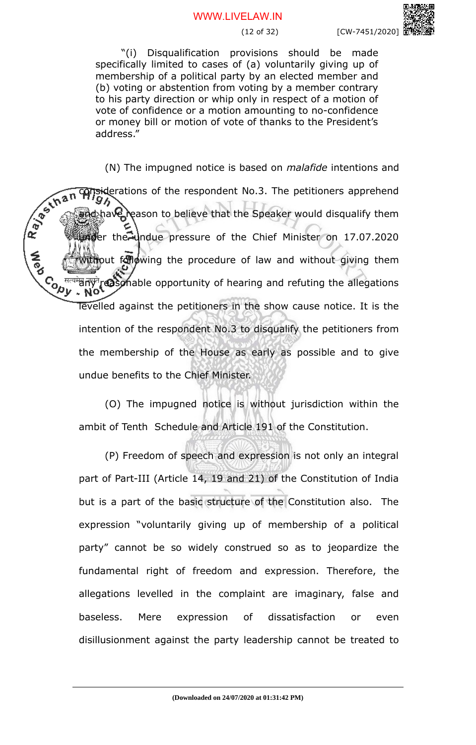> "(i) Disqualification provisions should be made specifically limited to cases of (a) voluntarily giving up of membership of a political party by an elected member and (b) voting or abstention from voting by a member contrary to his party direction or whip only in respect of a motion of vote of confidence or a motion amounting to no-confidence or money bill or motion of vote of thanks to the President's address."

(N) The impugned notice is based on *malafide* intentions and considerations of the respondent No.3. The petitioners apprehend and have reason to believe that the Speaker would disqualify them under the undue pressure of the Chief Minister on 17.07.2020 without following the procedure of law and without giving them any reasonable opportunity of hearing and refuting the allegations levelled against the petitioners in the show cause notice. It is the intention of the respondent No.3 to disqualify the petitioners from the membership of the House as early as possible and to give undue benefits to the Chief Minister.

(O) The impugned notice is without jurisdiction within the ambit of Tenth Schedule and Article 191 of the Constitution.

(P) Freedom of speech and expression is not only an integral part of Part-III (Article 14, 19 and 21) of the Constitution of India but is a part of the basic structure of the Constitution also. The expression "voluntarily giving up of membership of a political party" cannot be so widely construed so as to jeopardize the fundamental right of freedom and expression. Therefore, the allegations levelled in the complaint are imaginary, false and baseless. Mere expression of dissatisfaction or even disillusionment against the party leadership cannot be treated to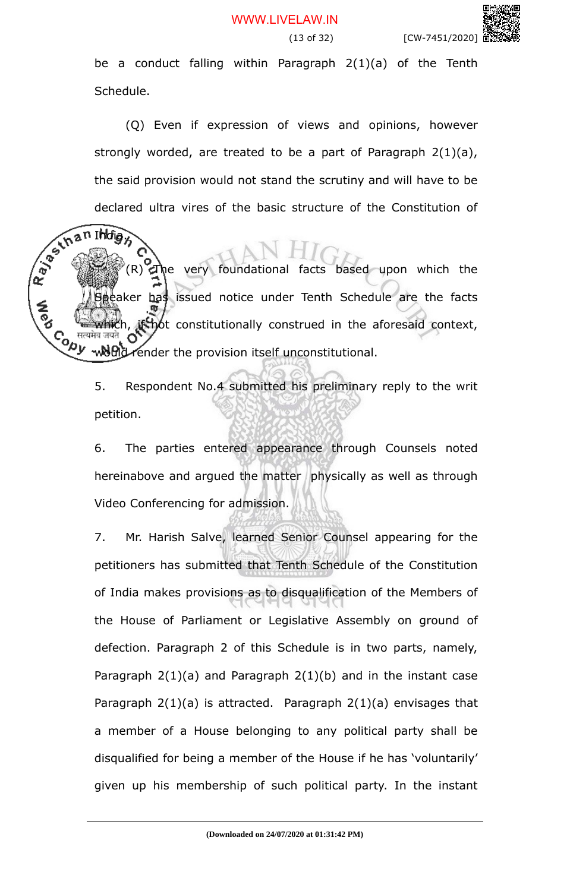be a conduct falling within Paragraph 2(1)(a) of the Tenth Schedule.

(Q) Even if expression of views and opinions, however strongly worded, are treated to be a part of Paragraph 2(1)(a), the said provision would not stand the scrutiny and will have to be declared ultra vires of the basic structure of the Constitution of India.

(R) The very foundational facts based upon which the Speaker has issued notice under Tenth Schedule are the facts which, if not constitutionally construed in the aforesaid context, would render the provision itself unconstitutional.

5. Respondent No.4 submitted his preliminary reply to the writ petition.

6. The parties entered appearance through Counsels noted hereinabove and argued the matter physically as well as through Video Conferencing for admission.

7. Mr. Harish Salve, learned Senior Counsel appearing for the petitioners has submitted that Tenth Schedule of the Constitution of India makes provisions as to disqualification of the Members of the House of Parliament or Legislative Assembly on ground of defection. Paragraph 2 of this Schedule is in two parts, namely, Paragraph 2(1)(a) and Paragraph 2(1)(b) and in the instant case Paragraph 2(1)(a) is attracted. Paragraph 2(1)(a) envisages that a member of a House belonging to any political party shall be disqualified for being a member of the House if he has 'voluntarily' given up his membership of such political party. In the instant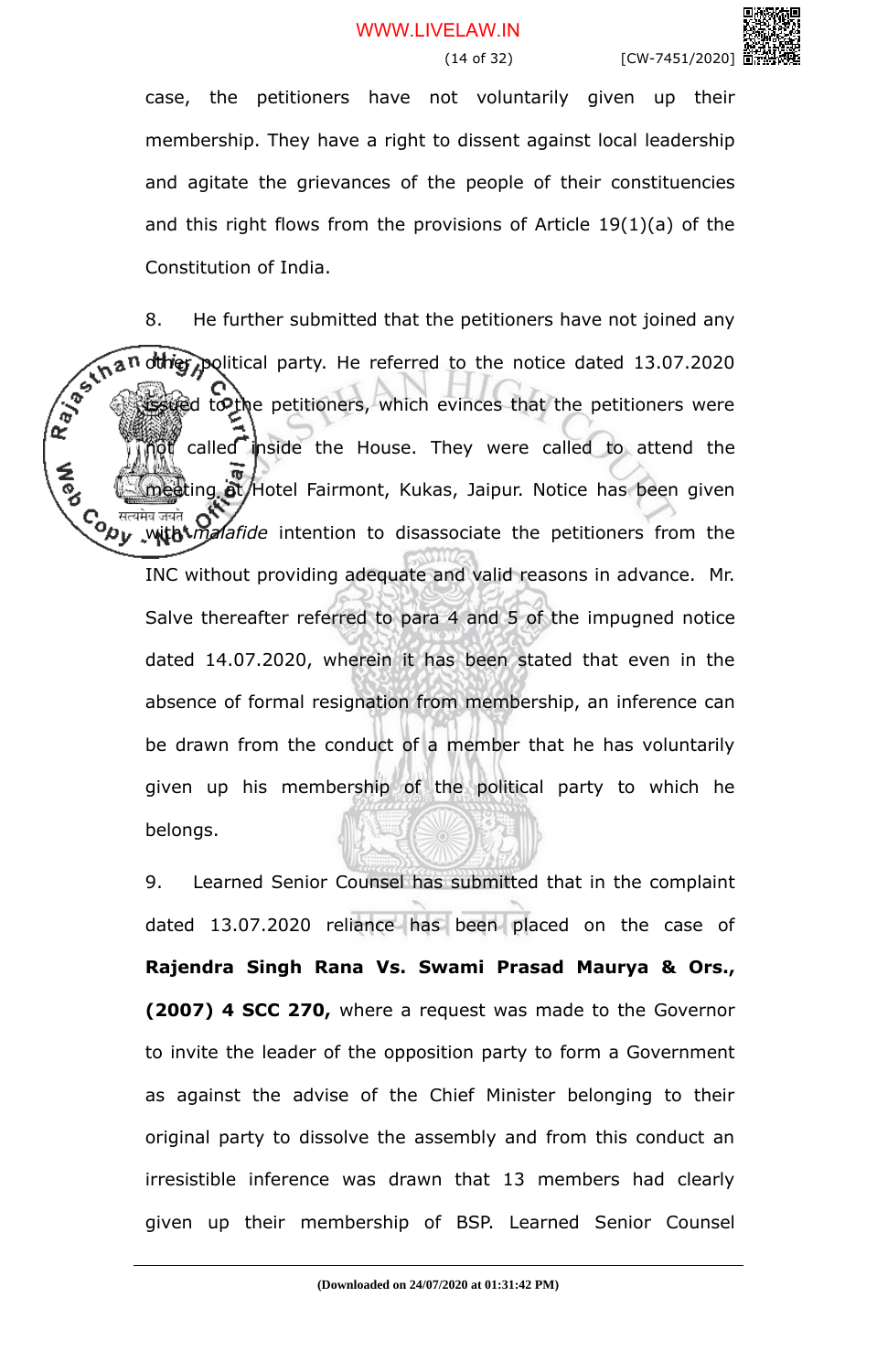case, the petitioners have not voluntarily given up their membership. They have a right to dissent against local leadership and agitate the grievances of the people of their constituencies and this right flows from the provisions of Article 19(1)(a) of the Constitution of India.

8. He further submitted that the petitioners have not joined any other political party. He referred to the notice dated 13.07.2020 issued to the petitioners, which evinces that the petitioners were not called inside the House. They were called to attend the meeting at Hotel Fairmont, Kukas, Jaipur. Notice has been given with *malafide* intention to disassociate the petitioners from the INC without providing adequate and valid reasons in advance. Mr. Salve thereafter referred to para 4 and 5 of the impugned notice dated 14.07.2020, wherein it has been stated that even in the absence of formal resignation from membership, an inference can be drawn from the conduct of a member that he has voluntarily given up his membership of the political party to which he belongs.

9. Learned Senior Counsel has submitted that in the complaint dated 13.07.2020 reliance has been placed on the case of **Rajendra Singh Rana Vs. Swami Prasad Maurya & Ors., (2007) 4 SCC 270,** where a request was made to the Governor to invite the leader of the opposition party to form a Government as against the advise of the Chief Minister belonging to their original party to dissolve the assembly and from this conduct an irresistible inference was drawn that 13 members had clearly given up their membership of BSP. Learned Senior Counsel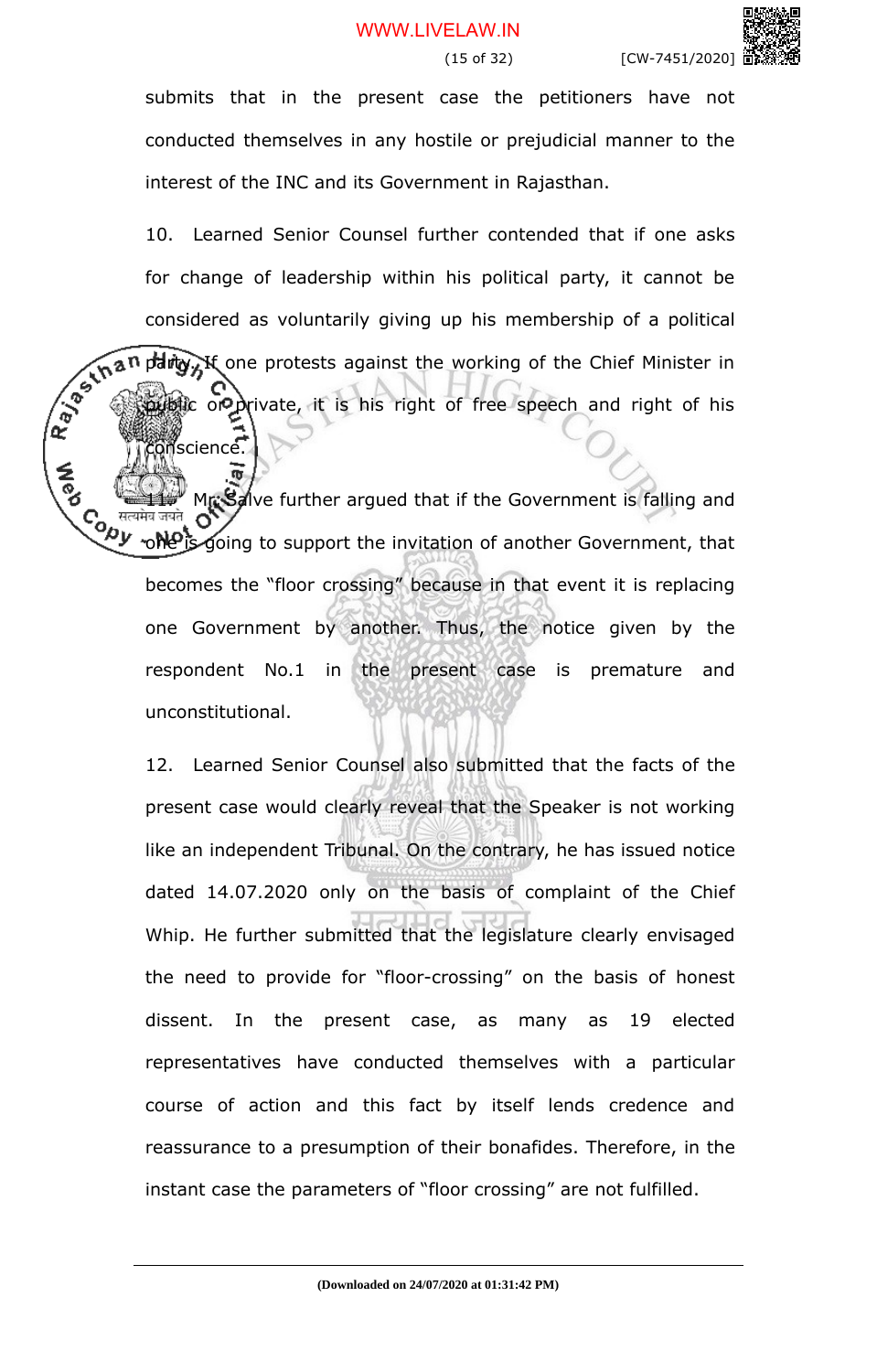submits that in the present case the petitioners have not conducted themselves in any hostile or prejudicial manner to the interest of the INC and its Government in Rajasthan.

10. Learned Senior Counsel further contended that if one asks for change of leadership within his political party, it cannot be considered as voluntarily giving up his membership of a political party. If one protests against the working of the Chief Minister in public or private, it is his right of free speech and right of his conscience.

11. Mr. Salve further argued that if the Government is falling and one is going to support the invitation of another Government, that becomes the "floor crossing" because in that event it is replacing one Government by another. Thus, the notice given by the respondent No.1 in the present case is premature and unconstitutional.

12. Learned Senior Counsel also submitted that the facts of the present case would clearly reveal that the Speaker is not working like an independent Tribunal. On the contrary, he has issued notice dated 14.07.2020 only on the basis of complaint of the Chief Whip. He further submitted that the legislature clearly envisaged the need to provide for "floor-crossing" on the basis of honest dissent. In the present case, as many as 19 elected representatives have conducted themselves with a particular course of action and this fact by itself lends credence and reassurance to a presumption of their bonafides. Therefore, in the instant case the parameters of "floor crossing" are not fulfilled.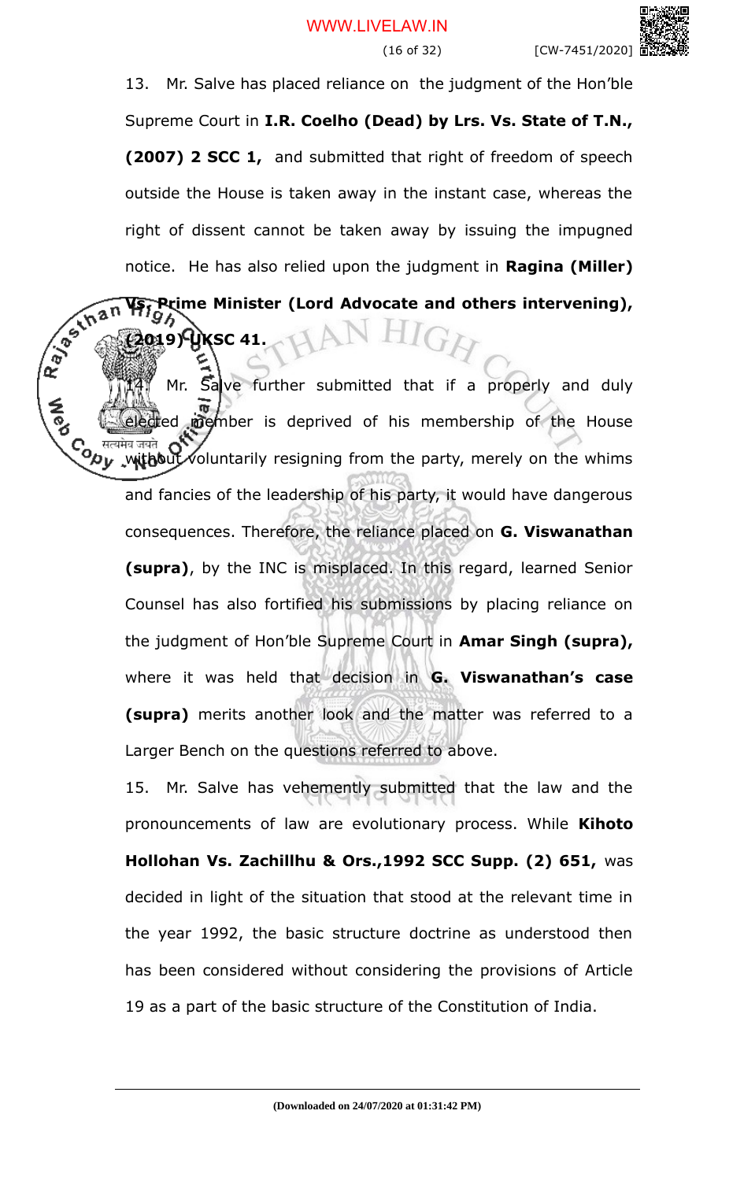13. Mr. Salve has placed reliance on the judgment of the Hon'ble Supreme Court in **I.R. Coelho (Dead) by Lrs. Vs. State of T.N., (2007) 2 SCC 1,** and submitted that right of freedom of speech outside the House is taken away in the instant case, whereas the right of dissent cannot be taken away by issuing the impugned notice. He has also relied upon the judgment in **Ragina (Miller) Vs. Prime Minister (Lord Advocate and others intervening), (2019) UKSC 41.**

14. Mr. Salve further submitted that if a properly and duly elected member is deprived of his membership of the House without voluntarily resigning from the party, merely on the whims and fancies of the leadership of his party, it would have dangerous consequences. Therefore, the reliance placed on **G. Viswanathan (supra)**, by the INC is misplaced. In this regard, learned Senior Counsel has also fortified his submissions by placing reliance on the judgment of Hon'ble Supreme Court in **Amar Singh (supra),** where it was held that decision in **G. Viswanathan's case (supra)** merits another look and the matter was referred to a Larger Bench on the questions referred to above.

15. Mr. Salve has vehemently submitted that the law and the pronouncements of law are evolutionary process. While **Kihoto Hollohan Vs. Zachillhu & Ors.,1992 SCC Supp. (2) 651,** was decided in light of the situation that stood at the relevant time in the year 1992, the basic structure doctrine as understood then has been considered without considering the provisions of Article 19 as a part of the basic structure of the Constitution of India.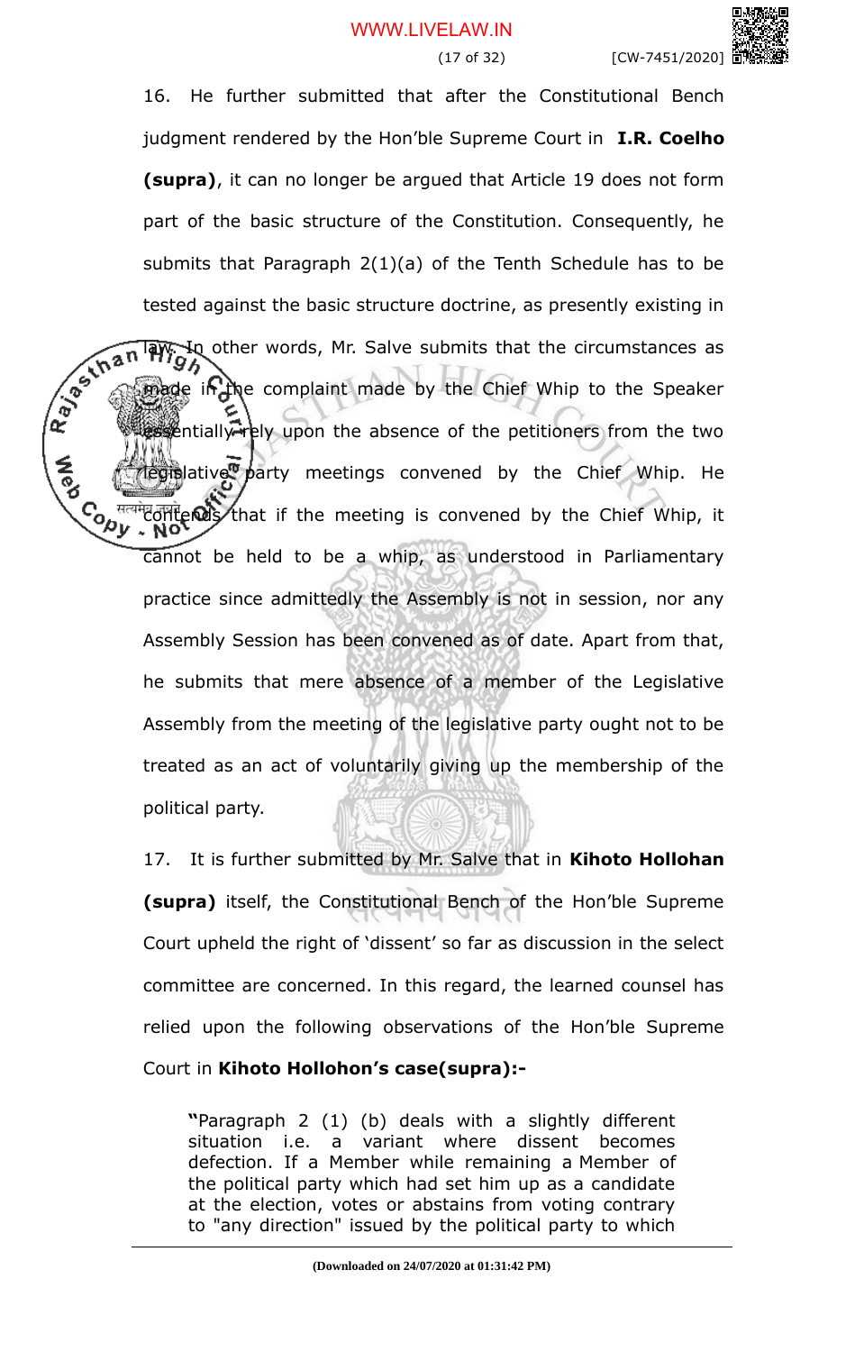16. He further submitted that after the Constitutional Bench judgment rendered by the Hon'ble Supreme Court in **I.R. Coelho (supra)**, it can no longer be argued that Article 19 does not form part of the basic structure of the Constitution. Consequently, he submits that Paragraph 2(1)(a) of the Tenth Schedule has to be tested against the basic structure doctrine, as presently existing in law. In other words, Mr. Salve submits that the circumstances as made in the complaint made by the Chief Whip to the Speaker essentially rely upon the absence of the petitioners from the two legislative party meetings convened by the Chief Whip. He contends that if the meeting is convened by the Chief Whip, it cannot be held to be a whip, as understood in Parliamentary practice since admittedly the Assembly is not in session, nor any Assembly Session has been convened as of date. Apart from that, he submits that mere absence of a member of the Legislative Assembly from the meeting of the legislative party ought not to be treated as an act of voluntarily giving up the membership of the political party.

17. It is further submitted by Mr. Salve that in **Kihoto Hollohan (supra)** itself, the Constitutional Bench of the Hon'ble Supreme Court upheld the right of 'dissent' so far as discussion in the select committee are concerned. In this regard, the learned counsel has relied upon the following observations of the Hon'ble Supreme Court in **Kihoto Hollohon's case(supra):-**

> **"**Paragraph 2 (1) (b) deals with a slightly different situation i.e. a variant where dissent becomes defection. If a Member while remaining a Member of the political party which had set him up as a candidate at the election, votes or abstains from voting contrary to "any direction" issued by the political party to which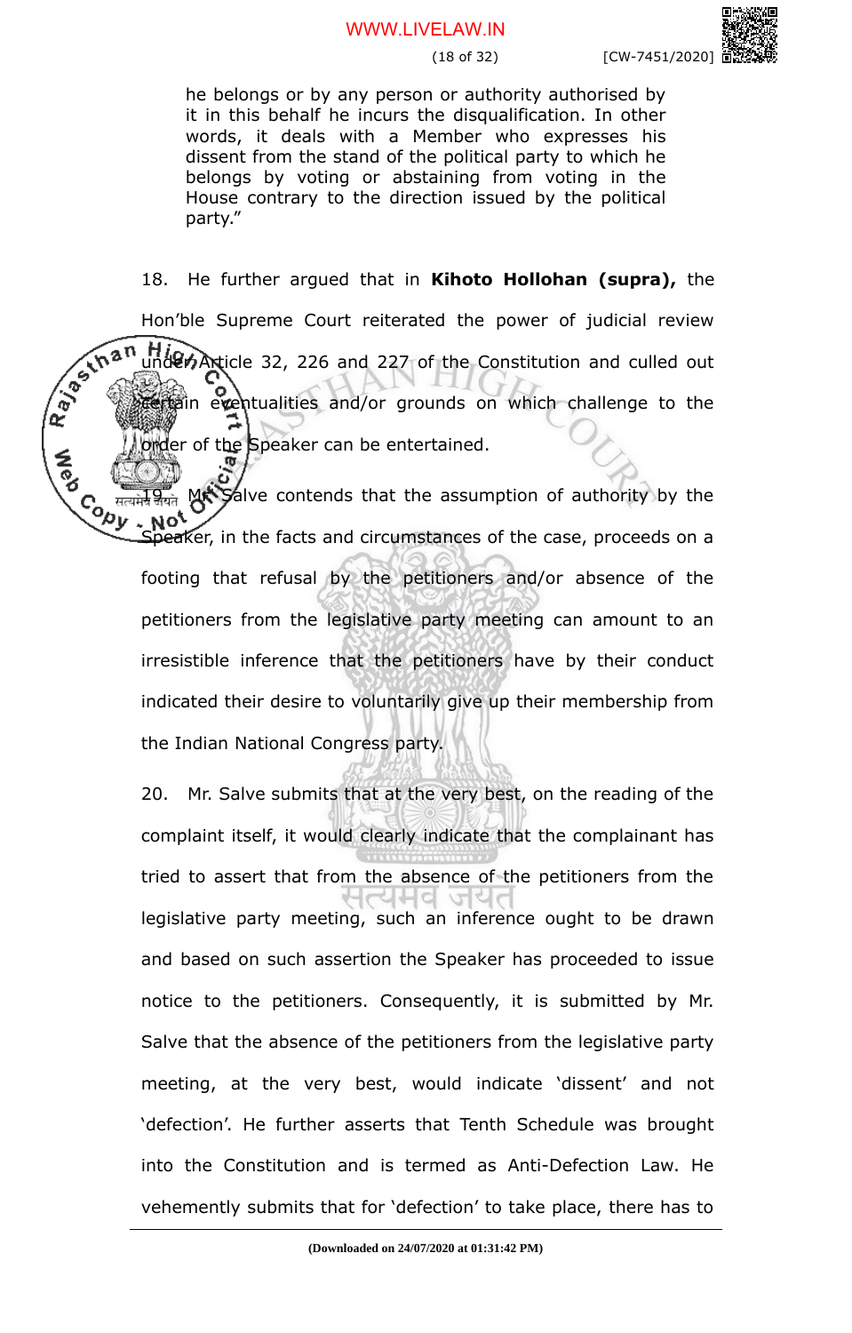he belongs or by any person or authority authorised by it in this behalf he incurs the disqualification. In other words, it deals with a Member who expresses his dissent from the stand of the political party to which he belongs by voting or abstaining from voting in the House contrary to the direction issued by the political party."

18. He further argued that in **Kihoto Hollohan (supra),** the Hon'ble Supreme Court reiterated the power of judicial review under Article 32, 226 and 227 of the Constitution and culled out certain eventualities and/or grounds on which challenge to the order of the Speaker can be entertained.

19. Mr. Salve contends that the assumption of authority by the Speaker, in the facts and circumstances of the case, proceeds on a footing that refusal by the petitioners and/or absence of the petitioners from the legislative party meeting can amount to an irresistible inference that the petitioners have by their conduct indicated their desire to voluntarily give up their membership from the Indian National Congress party.

20. Mr. Salve submits that at the very best, on the reading of the complaint itself, it would clearly indicate that the complainant has tried to assert that from the absence of the petitioners from the legislative party meeting, such an inference ought to be drawn and based on such assertion the Speaker has proceeded to issue notice to the petitioners. Consequently, it is submitted by Mr. Salve that the absence of the petitioners from the legislative party meeting, at the very best, would indicate 'dissent' and not 'defection'. He further asserts that Tenth Schedule was brought into the Constitution and is termed as Anti-Defection Law. He vehemently submits that for 'defection' to take place, there has to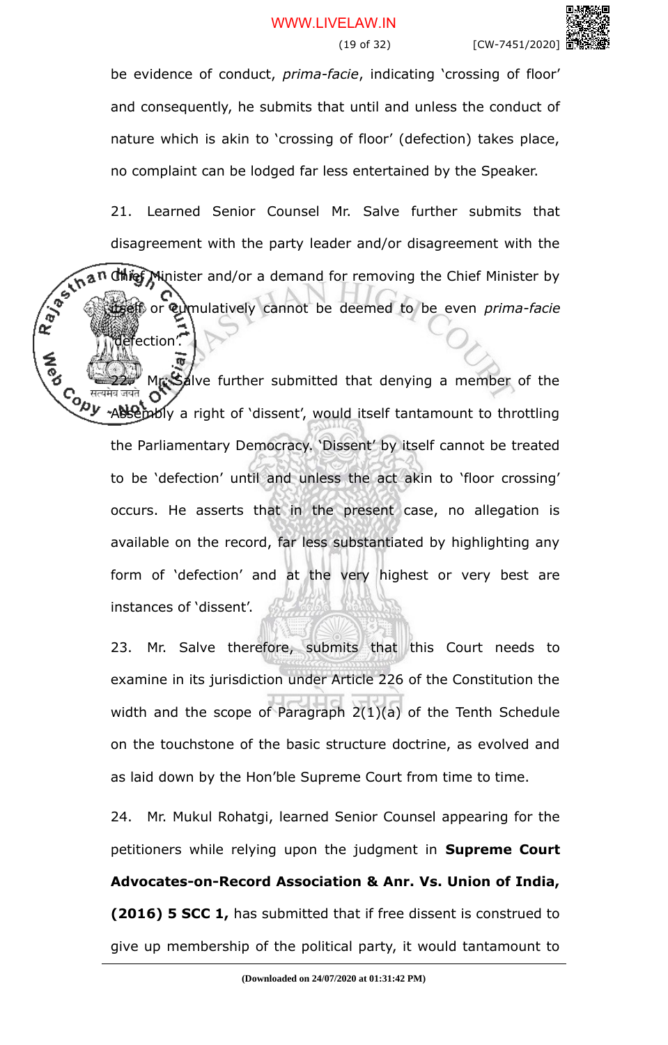be evidence of conduct, *prima-facie*, indicating 'crossing of floor' and consequently, he submits that until and unless the conduct of nature which is akin to 'crossing of floor' (defection) takes place, no complaint can be lodged far less entertained by the Speaker.

21. Learned Senior Counsel Mr. Salve further submits that disagreement with the party leader and/or disagreement with the Chief Minister and/or a demand for removing the Chief Minister by itself or cumulatively cannot be deemed to be even *prima-facie* 'defection'.

22. Mr. Salve further submitted that denying a member of the Assembly a right of 'dissent', would itself tantamount to throttling the Parliamentary Democracy. 'Dissent' by itself cannot be treated to be 'defection' until and unless the act akin to 'floor crossing' occurs. He asserts that in the present case, no allegation is available on the record, far less substantiated by highlighting any form of 'defection' and at the very highest or very best are instances of 'dissent'.

23. Mr. Salve therefore, submits that this Court needs to examine in its jurisdiction under Article 226 of the Constitution the width and the scope of Paragraph 2(1)(a) of the Tenth Schedule on the touchstone of the basic structure doctrine, as evolved and as laid down by the Hon'ble Supreme Court from time to time.

24. Mr. Mukul Rohatgi, learned Senior Counsel appearing for the petitioners while relying upon the judgment in **Supreme Court Advocates-on-Record Association & Anr. Vs. Union of India, (2016) 5 SCC 1,** has submitted that if free dissent is construed to give up membership of the political party, it would tantamount to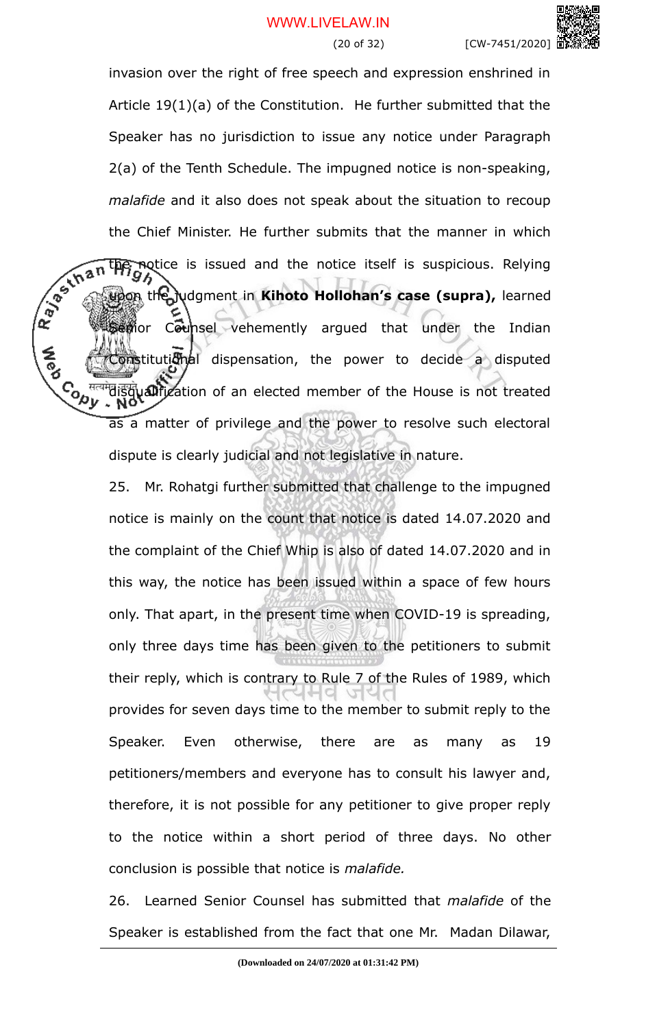invasion over the right of free speech and expression enshrined in Article 19(1)(a) of the Constitution. He further submitted that the Speaker has no jurisdiction to issue any notice under Paragraph 2(a) of the Tenth Schedule. The impugned notice is non-speaking, *malafide* and it also does not speak about the situation to recoup the Chief Minister. He further submits that the manner in which the notice is issued and the notice itself is suspicious. Relying upon the judgment in **Kihoto Hollohan's case (supra),** learned Senior Counsel vehemently argued that under the Indian Constitutional dispensation, the power to decide a disputed disqualification of an elected member of the House is not treated as a matter of privilege and the power to resolve such electoral dispute is clearly judicial and not legislative in nature.

25. Mr. Rohatgi further submitted that challenge to the impugned notice is mainly on the count that notice is dated 14.07.2020 and the complaint of the Chief Whip is also of dated 14.07.2020 and in this way, the notice has been issued within a space of few hours only. That apart, in the present time when COVID-19 is spreading, only three days time has been given to the petitioners to submit their reply, which is contrary to Rule 7 of the Rules of 1989, which provides for seven days time to the member to submit reply to the Speaker. Even otherwise, there are as many as 19 petitioners/members and everyone has to consult his lawyer and, therefore, it is not possible for any petitioner to give proper reply to the notice within a short period of three days. No other conclusion is possible that notice is *malafide.*

26. Learned Senior Counsel has submitted that *malafide* of the Speaker is established from the fact that one Mr. Madan Dilawar,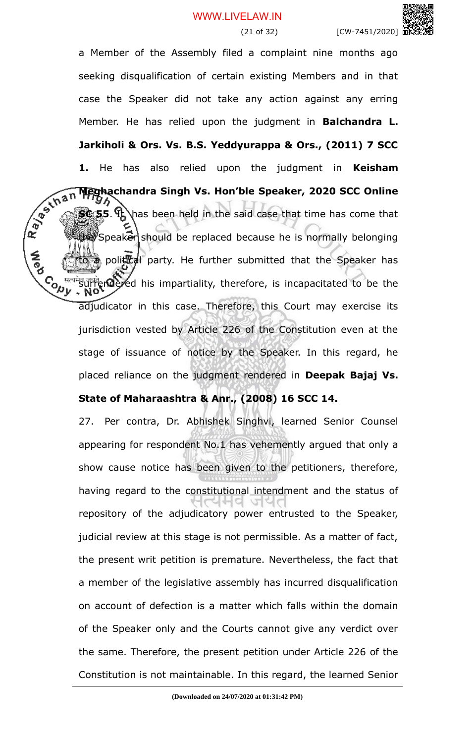a Member of the Assembly filed a complaint nine months ago seeking disqualification of certain existing Members and in that case the Speaker did not take any action against any erring Member. He has relied upon the judgment in **Balchandra L. Jarkiholi & Ors. Vs. B.S. Yeddyurappa & Ors., (2011) 7 SCC 1.** He has also relied upon the judgment in **Keisham Meghachandra Singh Vs. Hon'ble Speaker, 2020 SCC Online SC 55**. It has been held in the said case that time has come that the Speaker should be replaced because he is normally belonging to a political party. He further submitted that the Speaker has surrendered his impartiality, therefore, is incapacitated to be the adjudicator in this case. Therefore, this Court may exercise its jurisdiction vested by Article 226 of the Constitution even at the stage of issuance of notice by the Speaker. In this regard, he placed reliance on the judgment rendered in **Deepak Bajaj Vs. State of Maharaashtra & Anr., (2008) 16 SCC 14.**

27. Per contra, Dr. Abhishek Singhvi, learned Senior Counsel appearing for respondent No.1 has vehemently argued that only a show cause notice has been given to the petitioners, therefore, having regard to the constitutional intendment and the status of repository of the adjudicatory power entrusted to the Speaker, judicial review at this stage is not permissible. As a matter of fact, the present writ petition is premature. Nevertheless, the fact that a member of the legislative assembly has incurred disqualification on account of defection is a matter which falls within the domain of the Speaker only and the Courts cannot give any verdict over the same. Therefore, the present petition under Article 226 of the Constitution is not maintainable. In this regard, the learned Senior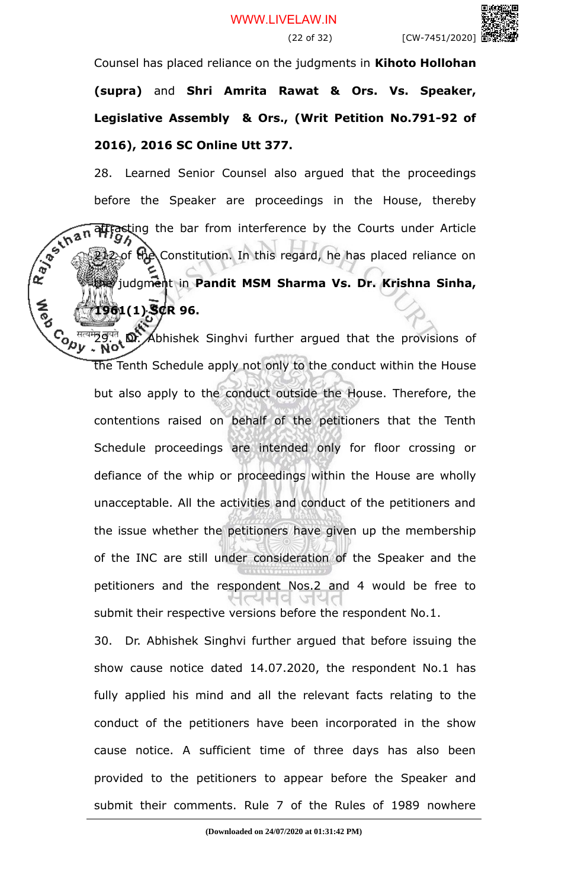Counsel has placed reliance on the judgments in **Kihoto Hollohan (supra)** and **Shri Amrita Rawat & Ors. Vs. Speaker, Legislative Assembly & Ors., (Writ Petition No.791-92 of 2016), 2016 SC Online Utt 377.**

28. Learned Senior Counsel also argued that the proceedings before the Speaker are proceedings in the House, thereby attracting the bar from interference by the Courts under Article 212 of the Constitution. In this regard, he has placed reliance on the judgment in **Pandit MSM Sharma Vs. Dr. Krishna Sinha, 1961(1) SCR 96.**

29. Dr. Abhishek Singhvi further argued that the provisions of the Tenth Schedule apply not only to the conduct within the House but also apply to the conduct outside the House. Therefore, the contentions raised on behalf of the petitioners that the Tenth Schedule proceedings are intended only for floor crossing or defiance of the whip or proceedings within the House are wholly unacceptable. All the activities and conduct of the petitioners and the issue whether the petitioners have given up the membership of the INC are still under consideration of the Speaker and the petitioners and the respondent Nos.2 and 4 would be free to submit their respective versions before the respondent No.1.

30. Dr. Abhishek Singhvi further argued that before issuing the show cause notice dated 14.07.2020, the respondent No.1 has fully applied his mind and all the relevant facts relating to the conduct of the petitioners have been incorporated in the show cause notice. A sufficient time of three days has also been provided to the petitioners to appear before the Speaker and submit their comments. Rule 7 of the Rules of 1989 nowhere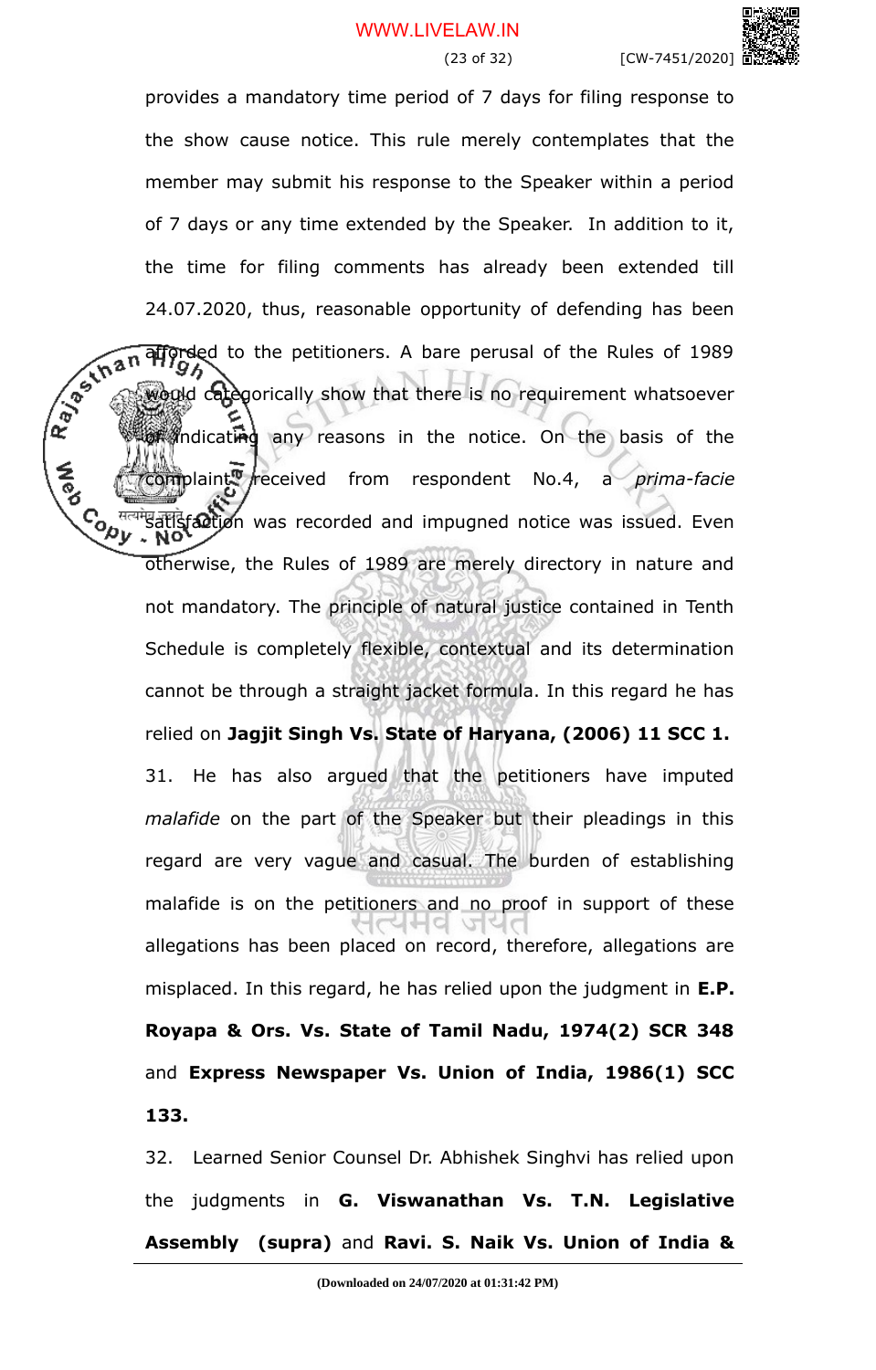provides a mandatory time period of 7 days for filing response to the show cause notice. This rule merely contemplates that the member may submit his response to the Speaker within a period of 7 days or any time extended by the Speaker. In addition to it, the time for filing comments has already been extended till 24.07.2020, thus, reasonable opportunity of defending has been afforded to the petitioners. A bare perusal of the Rules of 1989 would categorically show that there is no requirement whatsoever of indicating any reasons in the notice. On the basis of the complaint received from respondent No.4, a *prima-facie* satisfaction was recorded and impugned notice was issued. Even otherwise, the Rules of 1989 are merely directory in nature and not mandatory. The principle of natural justice contained in Tenth Schedule is completely flexible, contextual and its determination cannot be through a straight jacket formula. In this regard he has relied on **Jagjit Singh Vs. State of Haryana, (2006) 11 SCC 1.**

31. He has also argued that the petitioners have imputed *malafide* on the part of the Speaker but their pleadings in this regard are very vague and casual. The burden of establishing malafide is on the petitioners and no proof in support of these allegations has been placed on record, therefore, allegations are misplaced. In this regard, he has relied upon the judgment in **E.P. Royapa & Ors. Vs. State of Tamil Nadu, 1974(2) SCR 348** and **Express Newspaper Vs. Union of India, 1986(1) SCC 133.**

32. Learned Senior Counsel Dr. Abhishek Singhvi has relied upon the judgments in **G. Viswanathan Vs. T.N. Legislative Assembly (supra)** and **Ravi. S. Naik Vs. Union of India &**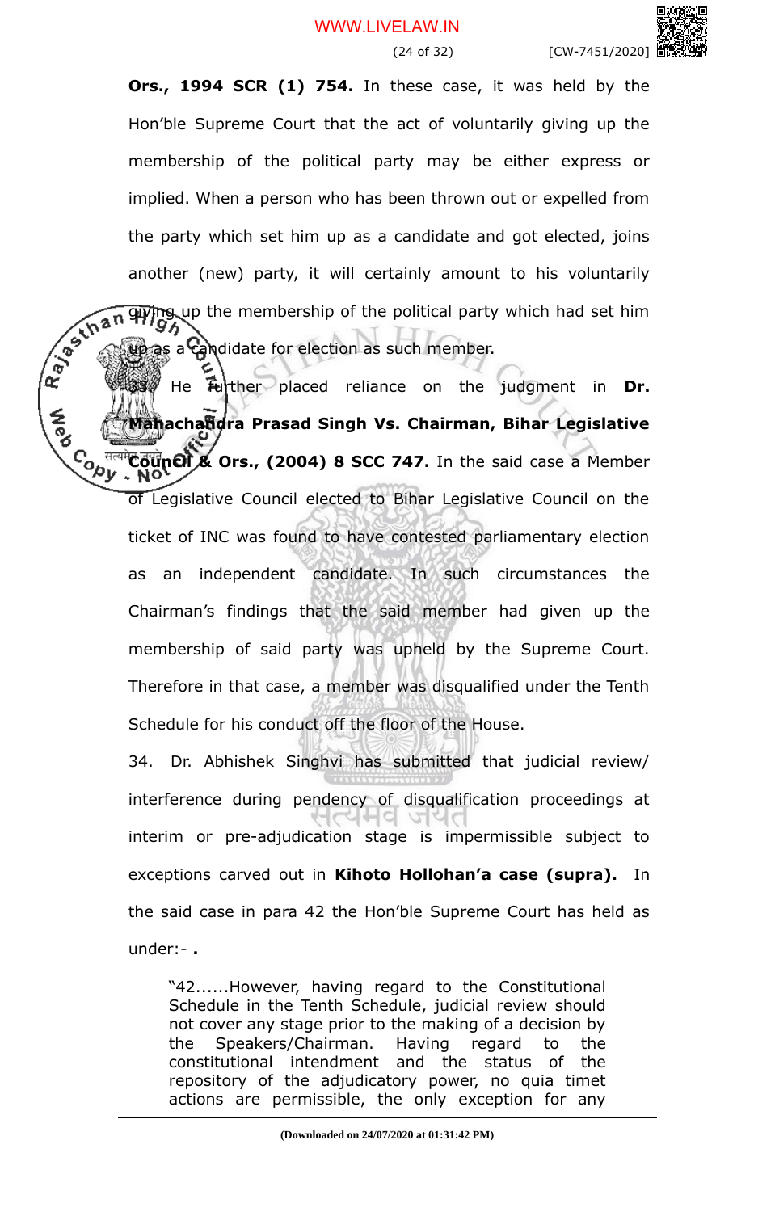**Ors., 1994 SCR (1) 754.** In these case, it was held by the Hon'ble Supreme Court that the act of voluntarily giving up the membership of the political party may be either express or implied. When a person who has been thrown out or expelled from the party which set him up as a candidate and got elected, joins another (new) party, it will certainly amount to his voluntarily giving up the membership of the political party which had set him up as a candidate for election as such member.

33. He further placed reliance on the judgment in **Dr. Mahachandra Prasad Singh Vs. Chairman, Bihar Legislative Council & Ors., (2004) 8 SCC 747.** In the said case a Member of Legislative Council elected to Bihar Legislative Council on the ticket of INC was found to have contested parliamentary election as an independent candidate. In such circumstances the Chairman's findings that the said member had given up the membership of said party was upheld by the Supreme Court. Therefore in that case, a member was disqualified under the Tenth Schedule for his conduct off the floor of the House.

34. Dr. Abhishek Singhvi has submitted that judicial review/ interference during pendency of disqualification proceedings at interim or pre-adjudication stage is impermissible subject to exceptions carved out in **Kihoto Hollohan'a case (supra).** In the said case in para 42 the Hon'ble Supreme Court has held as under:- **.**

> "42......However, having regard to the Constitutional Schedule in the Tenth Schedule, judicial review should not cover any stage prior to the making of a decision by the Speakers/Chairman. Having regard to the constitutional intendment and the status of the repository of the adjudicatory power, no quia timet actions are permissible, the only exception for any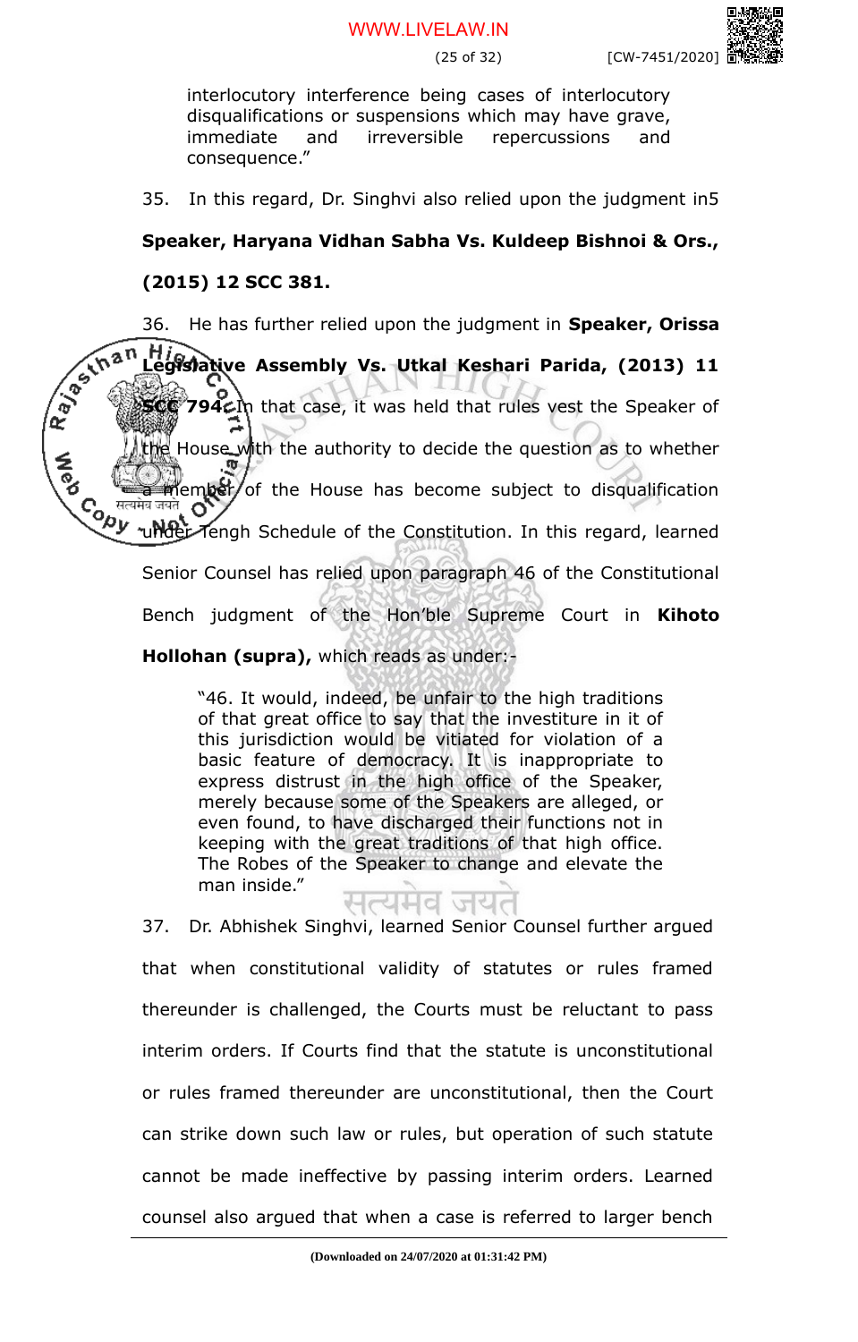> interlocutory interference being cases of interlocutory disqualifications or suspensions which may have grave, immediate and irreversible repercussions and consequence."

35. In this regard, Dr. Singhvi also relied upon the judgment in5 **Speaker, Haryana Vidhan Sabha Vs. Kuldeep Bishnoi & Ors., (2015) 12 SCC 381.**

36. He has further relied upon the judgment in **Speaker, Orissa Legislative Assembly Vs. Utkal Keshari Parida, (2013) 11 SCC 794.** In that case, it was held that rules vest the Speaker of the House with the authority to decide the question as to whether a member of the House has become subject to disqualification under Tengh Schedule of the Constitution. In this regard, learned Senior Counsel has relied upon paragraph 46 of the Constitutional Bench judgment of the Hon'ble Supreme Court in **Kihoto Hollohan (supra),** which reads as under:-

> "46. It would, indeed, be unfair to the high traditions of that great office to say that the investiture in it of this jurisdiction would be vitiated for violation of a basic feature of democracy. It is inappropriate to express distrust in the high office of the Speaker, merely because some of the Speakers are alleged, or even found, to have discharged their functions not in keeping with the great traditions of that high office. The Robes of the Speaker to change and elevate the man inside."

37. Dr. Abhishek Singhvi, learned Senior Counsel further argued that when constitutional validity of statutes or rules framed thereunder is challenged, the Courts must be reluctant to pass interim orders. If Courts find that the statute is unconstitutional or rules framed thereunder are unconstitutional, then the Court can strike down such law or rules, but operation of such statute cannot be made ineffective by passing interim orders. Learned counsel also argued that when a case is referred to larger bench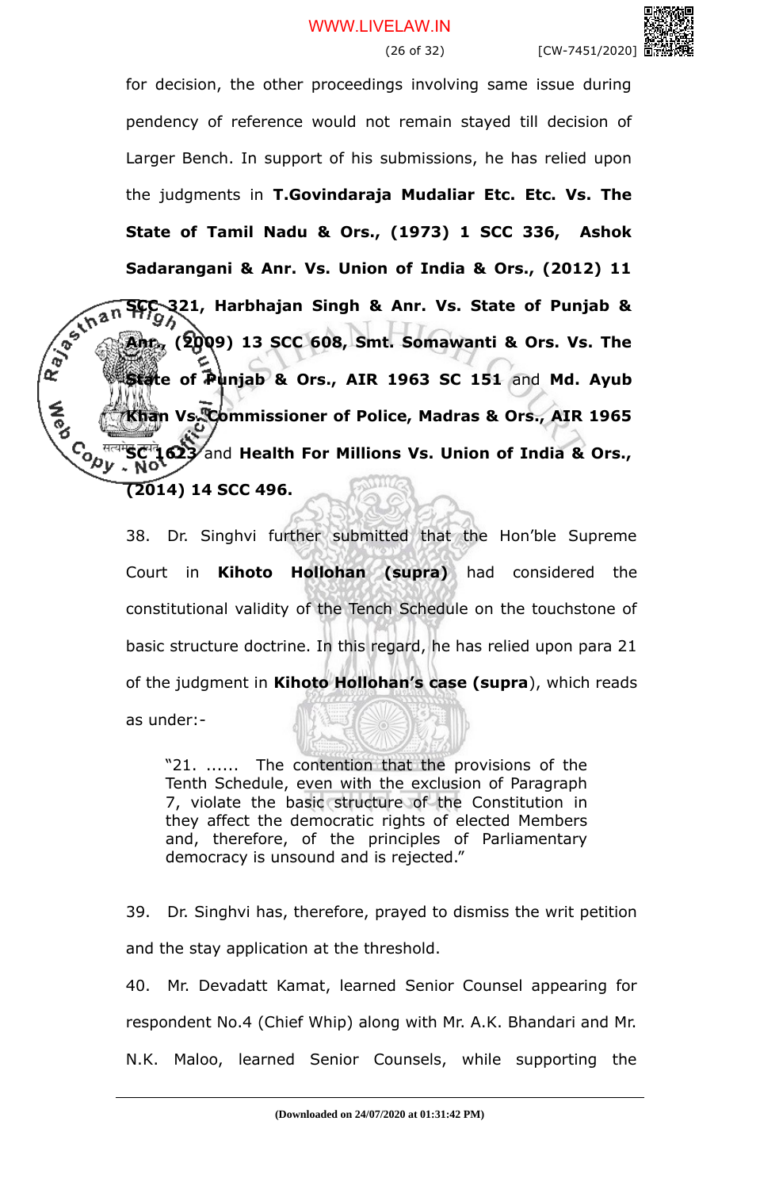for decision, the other proceedings involving same issue during pendency of reference would not remain stayed till decision of Larger Bench. In support of his submissions, he has relied upon the judgments in **T.Govindaraja Mudaliar Etc. Etc. Vs. The State of Tamil Nadu & Ors., (1973) 1 SCC 336, Ashok Sadarangani & Anr. Vs. Union of India & Ors., (2012) 11 SCC 321, Harbhajan Singh & Anr. Vs. State of Punjab & Anr., (2009) 13 SCC 608, Smt. Somawanti & Ors. Vs. The State of Punjab & Ors., AIR 1963 SC 151** and **Md. Ayub Khan Vs. Commissioner of Police, Madras & Ors., AIR 1965 SC 1623** and **Health For Millions Vs. Union of India & Ors., (2014) 14 SCC 496.**

38. Dr. Singhvi further submitted that the Hon'ble Supreme Court in **Kihoto Hollohan (supra)** had considered the constitutional validity of the Tench Schedule on the touchstone of basic structure doctrine. In this regard, he has relied upon para 21 of the judgment in **Kihoto Hollohan's case (supra)**, which reads as under:-

> "21. ...... The contention that the provisions of the Tenth Schedule, even with the exclusion of Paragraph 7, violate the basic structure of the Constitution in they affect the democratic rights of elected Members and, therefore, of the principles of Parliamentary democracy is unsound and is rejected."

39. Dr. Singhvi has, therefore, prayed to dismiss the writ petition and the stay application at the threshold.

40. Mr. Devadatt Kamat, learned Senior Counsel appearing for respondent No.4 (Chief Whip) along with Mr. A.K. Bhandari and Mr. N.K. Maloo, learned Senior Counsels, while supporting the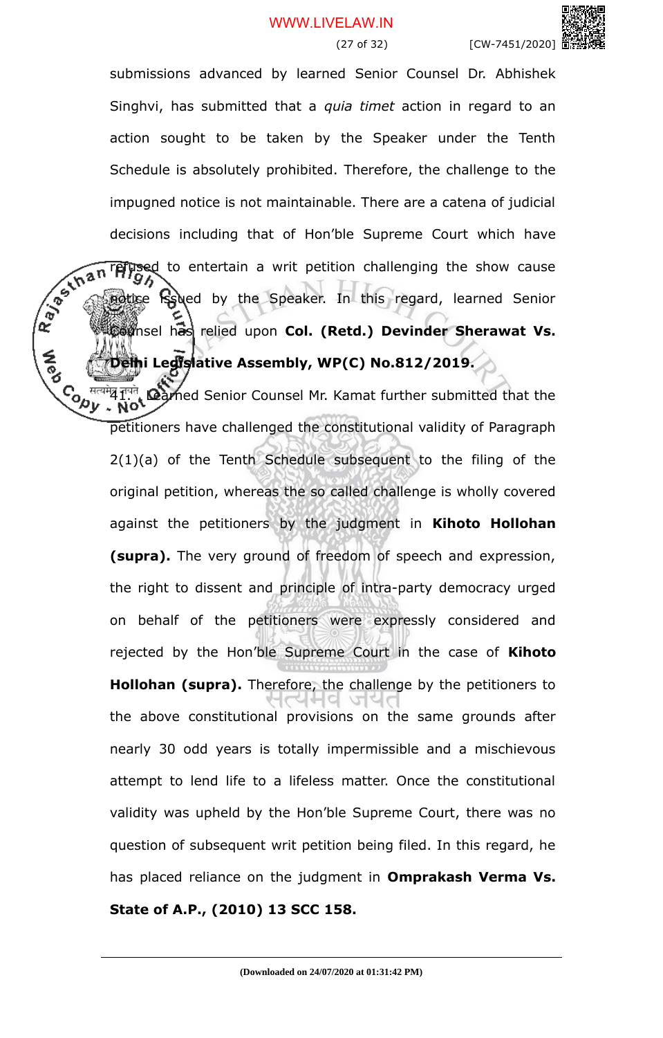submissions advanced by learned Senior Counsel Dr. Abhishek Singhvi, has submitted that a *quia timet* action in regard to an action sought to be taken by the Speaker under the Tenth Schedule is absolutely prohibited. Therefore, the challenge to the impugned notice is not maintainable. There are a catena of judicial decisions including that of Hon'ble Supreme Court which have refused to entertain a writ petition challenging the show cause notice issued by the Speaker. In this regard, learned Senior Counsel has relied upon **Col. (Retd.) Devinder Sherawat Vs. Delhi Legislative Assembly, WP(C) No.812/2019.**

41. Learned Senior Counsel Mr. Kamat further submitted that the petitioners have challenged the constitutional validity of Paragraph 2(1)(a) of the Tenth Schedule subsequent to the filing of the original petition, whereas the so called challenge is wholly covered against the petitioners by the judgment in **Kihoto Hollohan (supra).** The very ground of freedom of speech and expression, the right to dissent and principle of intra-party democracy urged on behalf of the petitioners were expressly considered and rejected by the Hon'ble Supreme Court in the case of **Kihoto Hollohan (supra).** Therefore, the challenge by the petitioners to the above constitutional provisions on the same grounds after nearly 30 odd years is totally impermissible and a mischievous attempt to lend life to a lifeless matter. Once the constitutional validity was upheld by the Hon'ble Supreme Court, there was no question of subsequent writ petition being filed. In this regard, he has placed reliance on the judgment in **Omprakash Verma Vs. State of A.P., (2010) 13 SCC 158.**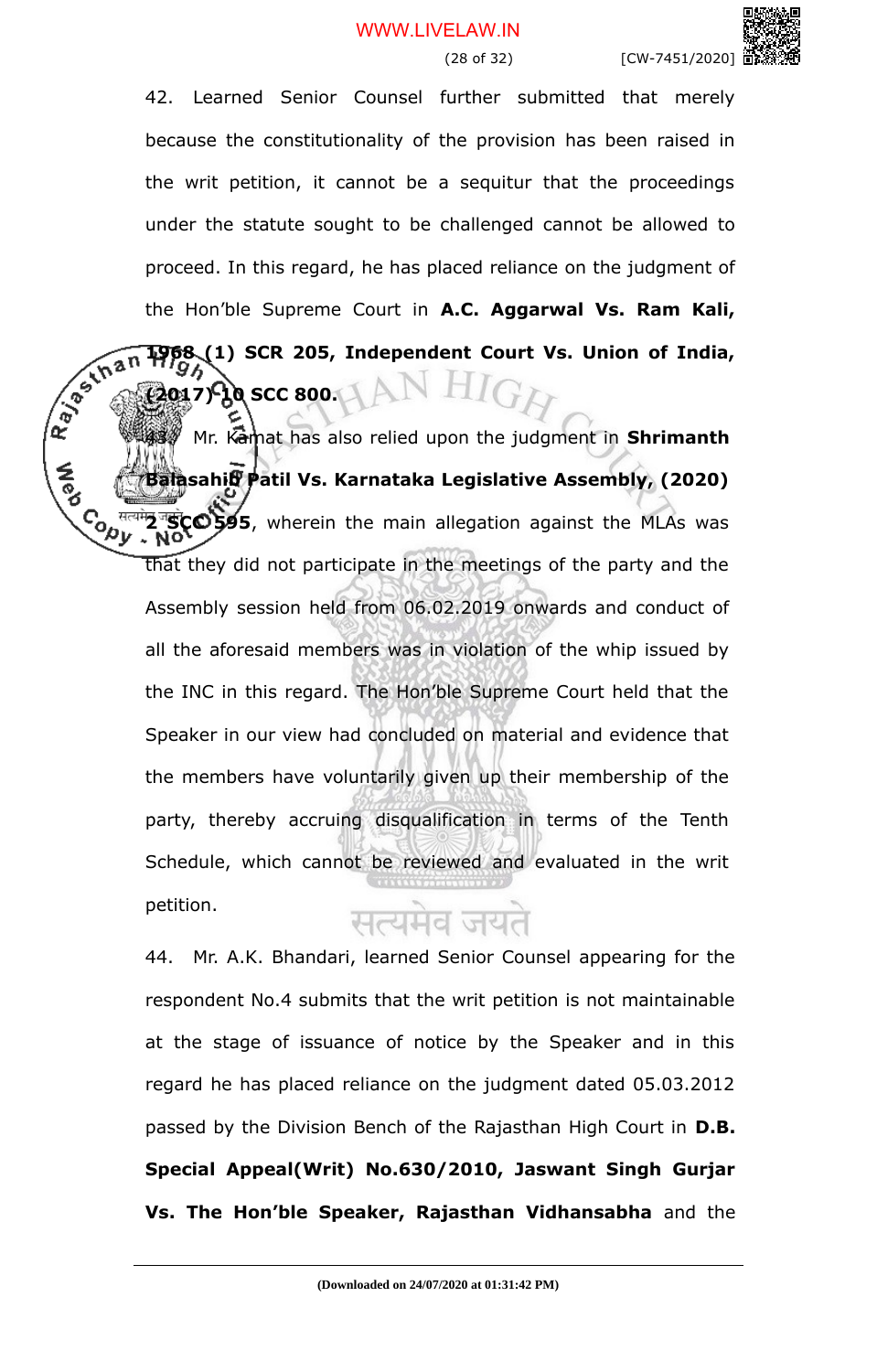42. Learned Senior Counsel further submitted that merely because the constitutionality of the provision has been raised in the writ petition, it cannot be a sequitur that the proceedings under the statute sought to be challenged cannot be allowed to proceed. In this regard, he has placed reliance on the judgment of the Hon'ble Supreme Court in **A.C. Aggarwal Vs. Ram Kali, 1968 (1) SCR 205, Independent Court Vs. Union of India, (2017) 10 SCC 800.**

43. Mr. Kamat has also relied upon the judgment in **Shrimanth Balasahib Patil Vs. Karnataka Legislative Assembly, (2020) 2 SCC 595**, wherein the main allegation against the MLAs was that they did not participate in the meetings of the party and the Assembly session held from 06.02.2019 onwards and conduct of all the aforesaid members was in violation of the whip issued by the INC in this regard. The Hon'ble Supreme Court held that the Speaker in our view had concluded on material and evidence that the members have voluntarily given up their membership of the party, thereby accruing disqualification in terms of the Tenth Schedule, which cannot be reviewed and evaluated in the writ petition.

44. Mr. A.K. Bhandari, learned Senior Counsel appearing for the respondent No.4 submits that the writ petition is not maintainable at the stage of issuance of notice by the Speaker and in this regard he has placed reliance on the judgment dated 05.03.2012 passed by the Division Bench of the Rajasthan High Court in **D.B. Special Appeal(Writ) No.630/2010, Jaswant Singh Gurjar Vs. The Hon'ble Speaker, Rajasthan Vidhansabha** and the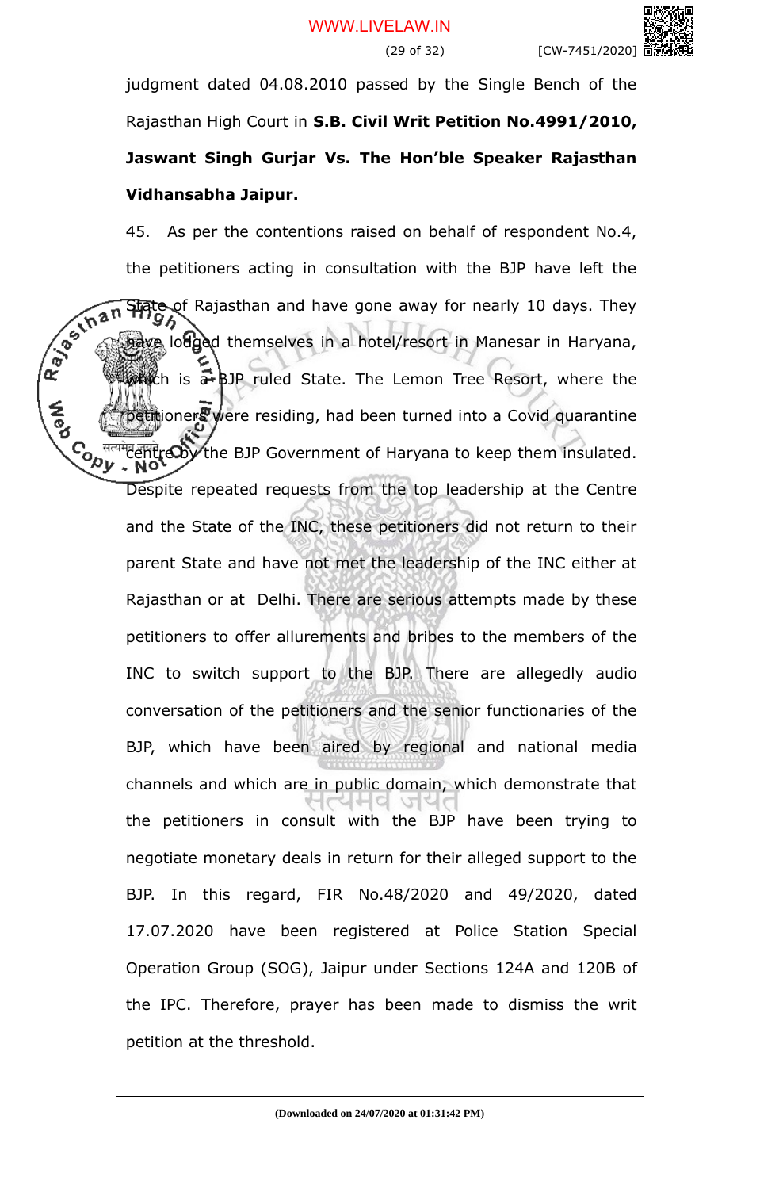judgment dated 04.08.2010 passed by the Single Bench of the Rajasthan High Court in **S.B. Civil Writ Petition No.4991/2010, Jaswant Singh Gurjar Vs. The Hon'ble Speaker Rajasthan Vidhansabha Jaipur.**

45. As per the contentions raised on behalf of respondent No.4, the petitioners acting in consultation with the BJP have left the State of Rajasthan and have gone away for nearly 10 days. They have lodged themselves in a hotel/resort in Manesar in Haryana, which is a BJP ruled State. The Lemon Tree Resort, where the petitioners were residing, had been turned into a Covid quarantine centre by the BJP Government of Haryana to keep them insulated. Despite repeated requests from the top leadership at the Centre and the State of the INC, these petitioners did not return to their parent State and have not met the leadership of the INC either at Rajasthan or at Delhi. There are serious attempts made by these petitioners to offer allurements and bribes to the members of the INC to switch support to the BJP. There are allegedly audio conversation of the petitioners and the senior functionaries of the BJP, which have been aired by regional and national media channels and which are in public domain, which demonstrate that the petitioners in consult with the BJP have been trying to negotiate monetary deals in return for their alleged support to the BJP. In this regard, FIR No.48/2020 and 49/2020, dated 17.07.2020 have been registered at Police Station Special Operation Group (SOG), Jaipur under Sections 124A and 120B of the IPC. Therefore, prayer has been made to dismiss the writ petition at the threshold.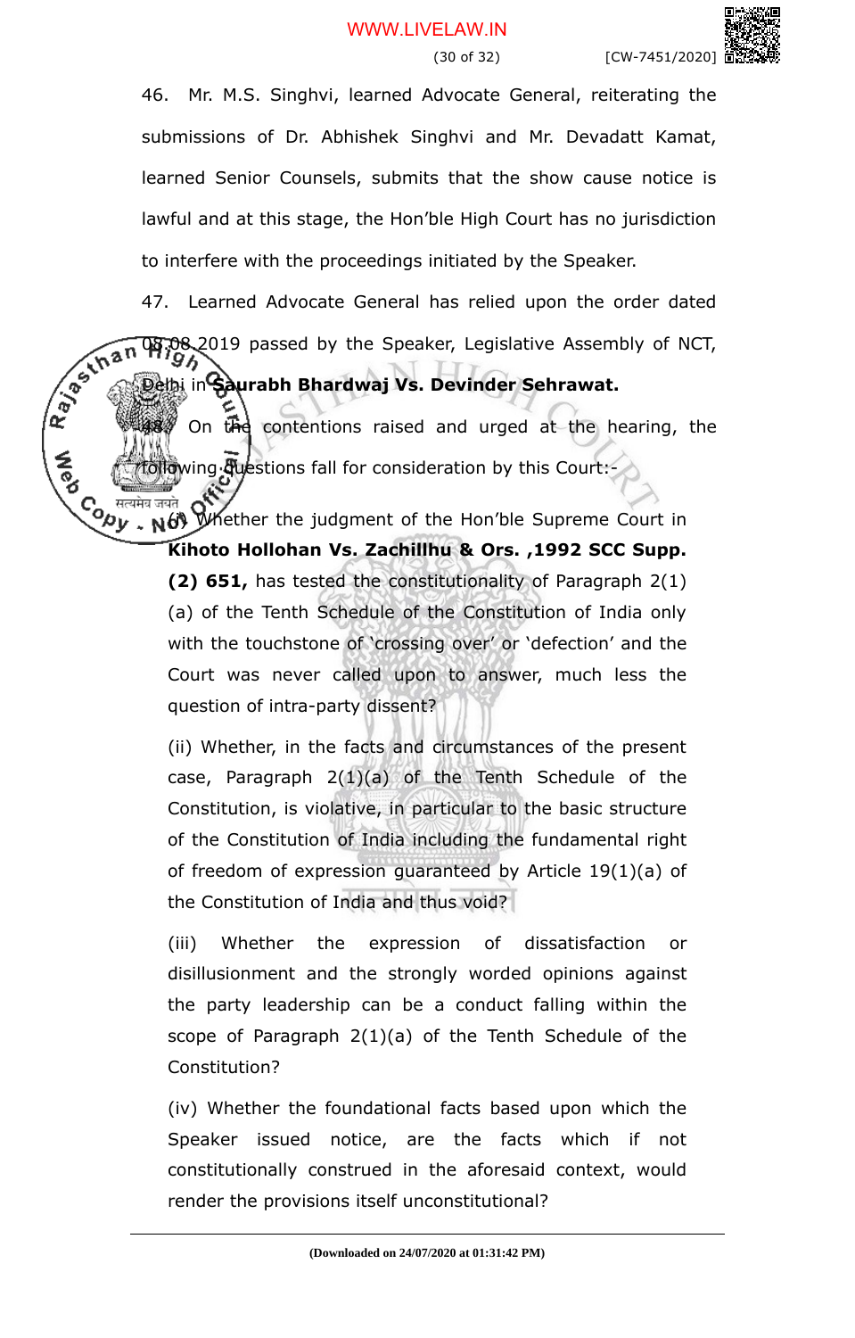46. Mr. M.S. Singhvi, learned Advocate General, reiterating the submissions of Dr. Abhishek Singhvi and Mr. Devadatt Kamat, learned Senior Counsels, submits that the show cause notice is lawful and at this stage, the Hon'ble High Court has no jurisdiction to interfere with the proceedings initiated by the Speaker.

47. Learned Advocate General has relied upon the order dated 08.08.2019 passed by the Speaker, Legislative Assembly of NCT, Delhi in **Saurabh Bhardwaj Vs. Devinder Sehrawat.**

48. On the contentions raised and urged at the hearing, the following questions fall for consideration by this Court:-

> (i) Whether the judgment of the Hon'ble Supreme Court in **Kihoto Hollohan Vs. Zachillhu & Ors. ,1992 SCC Supp. (2) 651,** has tested the constitutionality of Paragraph 2(1) (a) of the Tenth Schedule of the Constitution of India only with the touchstone of 'crossing over' or 'defection' and the Court was never called upon to answer, much less the question of intra-party dissent?
>
> (ii) Whether, in the facts and circumstances of the present case, Paragraph 2(1)(a) of the Tenth Schedule of the Constitution, is violative, in particular to the basic structure of the Constitution of India including the fundamental right of freedom of expression guaranteed by Article 19(1)(a) of the Constitution of India and thus void?
>
> (iii) Whether the expression of dissatisfaction or disillusionment and the strongly worded opinions against the party leadership can be a conduct falling within the scope of Paragraph 2(1)(a) of the Tenth Schedule of the Constitution?
>
> (iv) Whether the foundational facts based upon which the Speaker issued notice, are the facts which if not constitutionally construed in the aforesaid context, would render the provisions itself unconstitutional?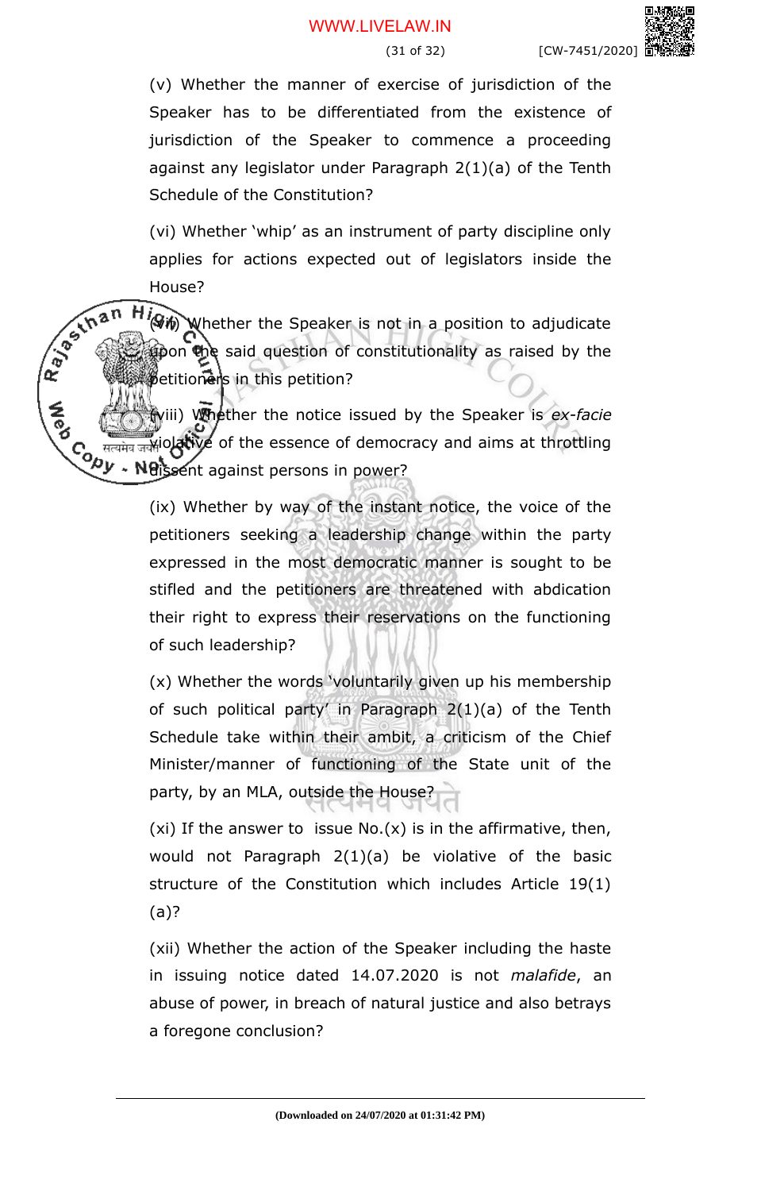(v) Whether the manner of exercise of jurisdiction of the Speaker has to be differentiated from the existence of jurisdiction of the Speaker to commence a proceeding against any legislator under Paragraph 2(1)(a) of the Tenth Schedule of the Constitution?

(vi) Whether 'whip' as an instrument of party discipline only applies for actions expected out of legislators inside the House?

(vii) Whether the Speaker is not in a position to adjudicate upon the said question of constitutionality as raised by the petitioners in this petition?

(viii) Whether the notice issued by the Speaker is *ex-facie* violative of the essence of democracy and aims at throttling dissent against persons in power?

(ix) Whether by way of the instant notice, the voice of the petitioners seeking a leadership change within the party expressed in the most democratic manner is sought to be stifled and the petitioners are threatened with abdication their right to express their reservations on the functioning of such leadership?

(x) Whether the words 'voluntarily given up his membership of such political party' in Paragraph 2(1)(a) of the Tenth Schedule take within their ambit, a criticism of the Chief Minister/manner of functioning of the State unit of the party, by an MLA, outside the House?

(xi) If the answer to issue No.(x) is in the affirmative, then, would not Paragraph 2(1)(a) be violative of the basic structure of the Constitution which includes Article 19(1)(a)?

(xii) Whether the action of the Speaker including the haste in issuing notice dated 14.07.2020 is not *malafide*, an abuse of power, in breach of natural justice and also betrays a foregone conclusion?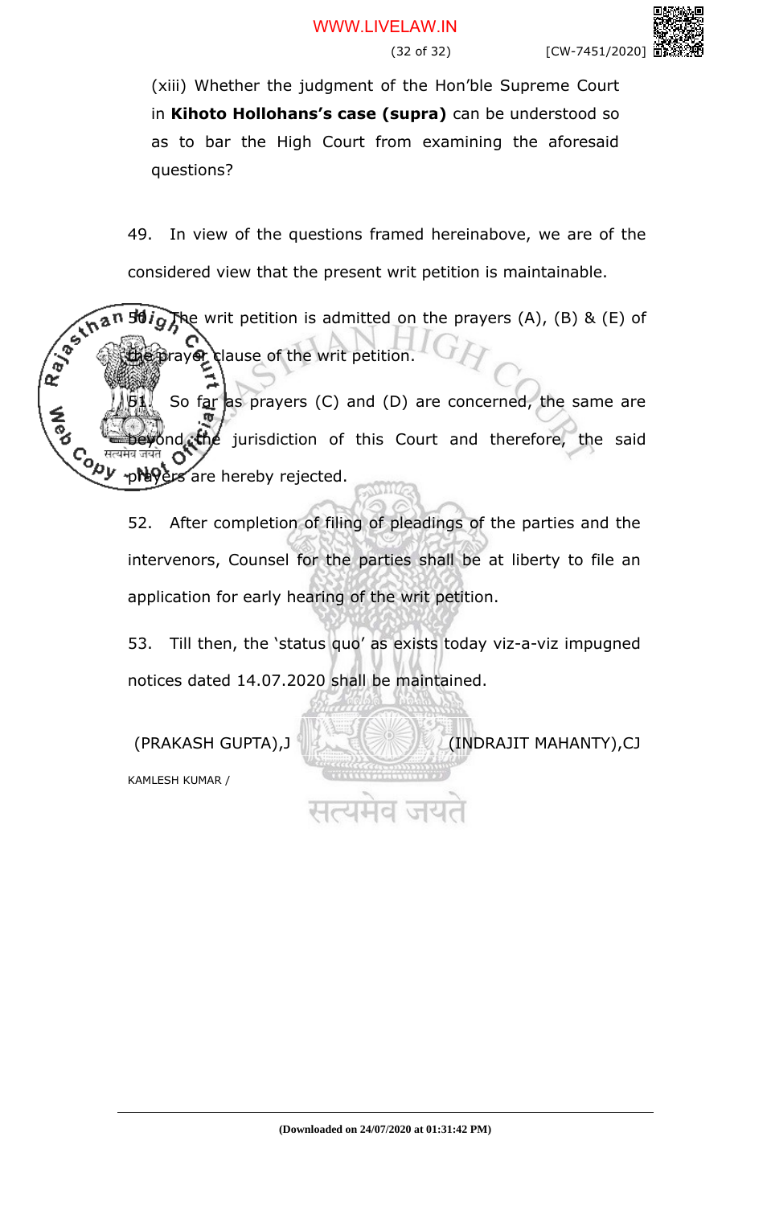(xiii) Whether the judgment of the Hon'ble Supreme Court in **Kihoto Hollohans's case (supra)** can be understood so as to bar the High Court from examining the aforesaid questions?

49. In view of the questions framed hereinabove, we are of the considered view that the present writ petition is maintainable.

50. The writ petition is admitted on the prayers (A), (B) & (E) of the prayer clause of the writ petition.

51. So far as prayers (C) and (D) are concerned, the same are beyond the jurisdiction of this Court and therefore, the said prayers are hereby rejected.

52. After completion of filing of pleadings of the parties and the intervenors, Counsel for the parties shall be at liberty to file an application for early hearing of the writ petition.

53. Till then, the 'status quo' as exists today viz-a-viz impugned notices dated 14.07.2020 shall be maintained.

(PRAKASH GUPTA),J (INDRAJIT MAHANTY),CJ

KAMLESH KUMAR /